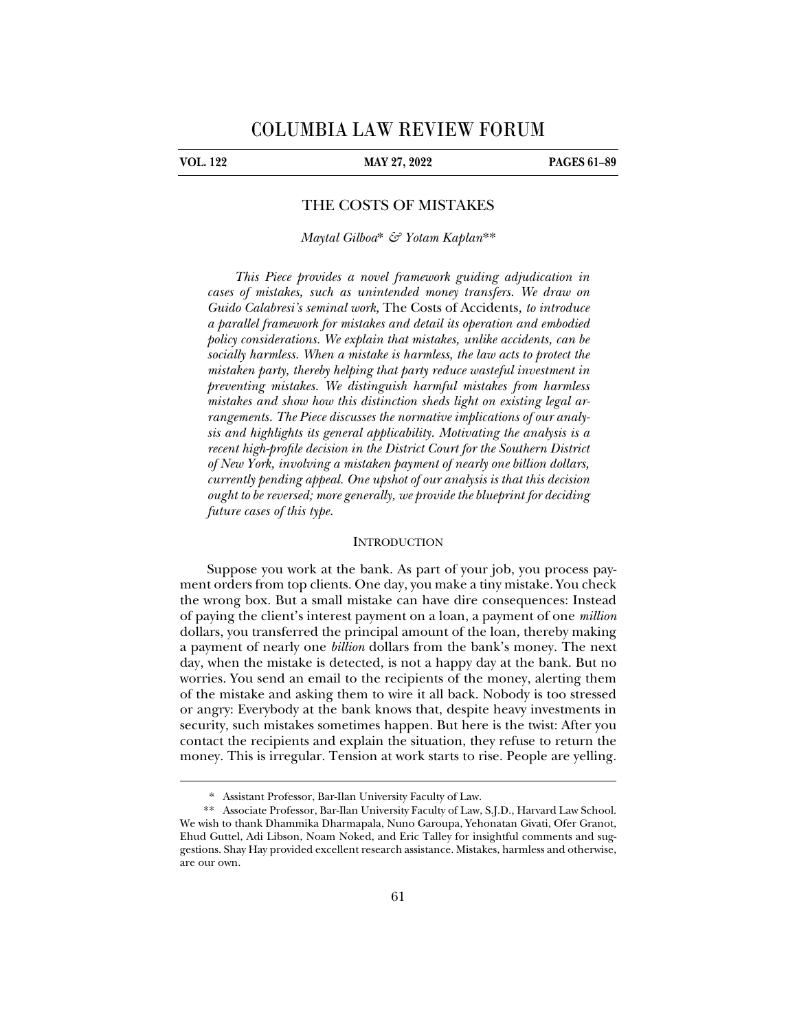# COLUMBIA LAW REVIEW FORUM

**VOL. 122 — MAY 27, 2022 — PAGES 61–89**

## THE COSTS OF MISTAKES

*Maytal Gilboa\* & Yotam Kaplan\*\**

*This Piece provides a novel framework guiding adjudication in cases of mistakes, such as unintended money transfers. We draw on Guido Calabresi's seminal work,* The Costs of Accidents*, to introduce a parallel framework for mistakes and detail its operation and embodied policy considerations. We explain that mistakes, unlike accidents, can be socially harmless. When a mistake is harmless, the law acts to protect the mistaken party, thereby helping that party reduce wasteful investment in preventing mistakes. We distinguish harmful mistakes from harmless mistakes and show how this distinction sheds light on existing legal arrangements. The Piece discusses the normative implications of our analysis and highlights its general applicability. Motivating the analysis is a recent high-profile decision in the District Court for the Southern District of New York, involving a mistaken payment of nearly one billion dollars, currently pending appeal. One upshot of our analysis is that this decision ought to be reversed; more generally, we provide the blueprint for deciding future cases of this type.*

### INTRODUCTION

Suppose you work at the bank. As part of your job, you process payment orders from top clients. One day, you make a tiny mistake. You check the wrong box. But a small mistake can have dire consequences: Instead of paying the client's interest payment on a loan, a payment of one *million* dollars, you transferred the principal amount of the loan, thereby making a payment of nearly one *billion* dollars from the bank's money. The next day, when the mistake is detected, is not a happy day at the bank. But no worries. You send an email to the recipients of the money, alerting them of the mistake and asking them to wire it all back. Nobody is too stressed or angry: Everybody at the bank knows that, despite heavy investments in security, such mistakes sometimes happen. But here is the twist: After you contact the recipients and explain the situation, they refuse to return the money. This is irregular. Tension at work starts to rise. People are yelling.

---

\* Assistant Professor, Bar-Ilan University Faculty of Law.

\*\* Associate Professor, Bar-Ilan University Faculty of Law, S.J.D., Harvard Law School. We wish to thank Dhammika Dharmapala, Nuno Garoupa, Yehonatan Givati, Ofer Granot, Ehud Guttel, Adi Libson, Noam Noked, and Eric Talley for insightful comments and suggestions. Shay Hay provided excellent research assistance. Mistakes, harmless and otherwise, are our own.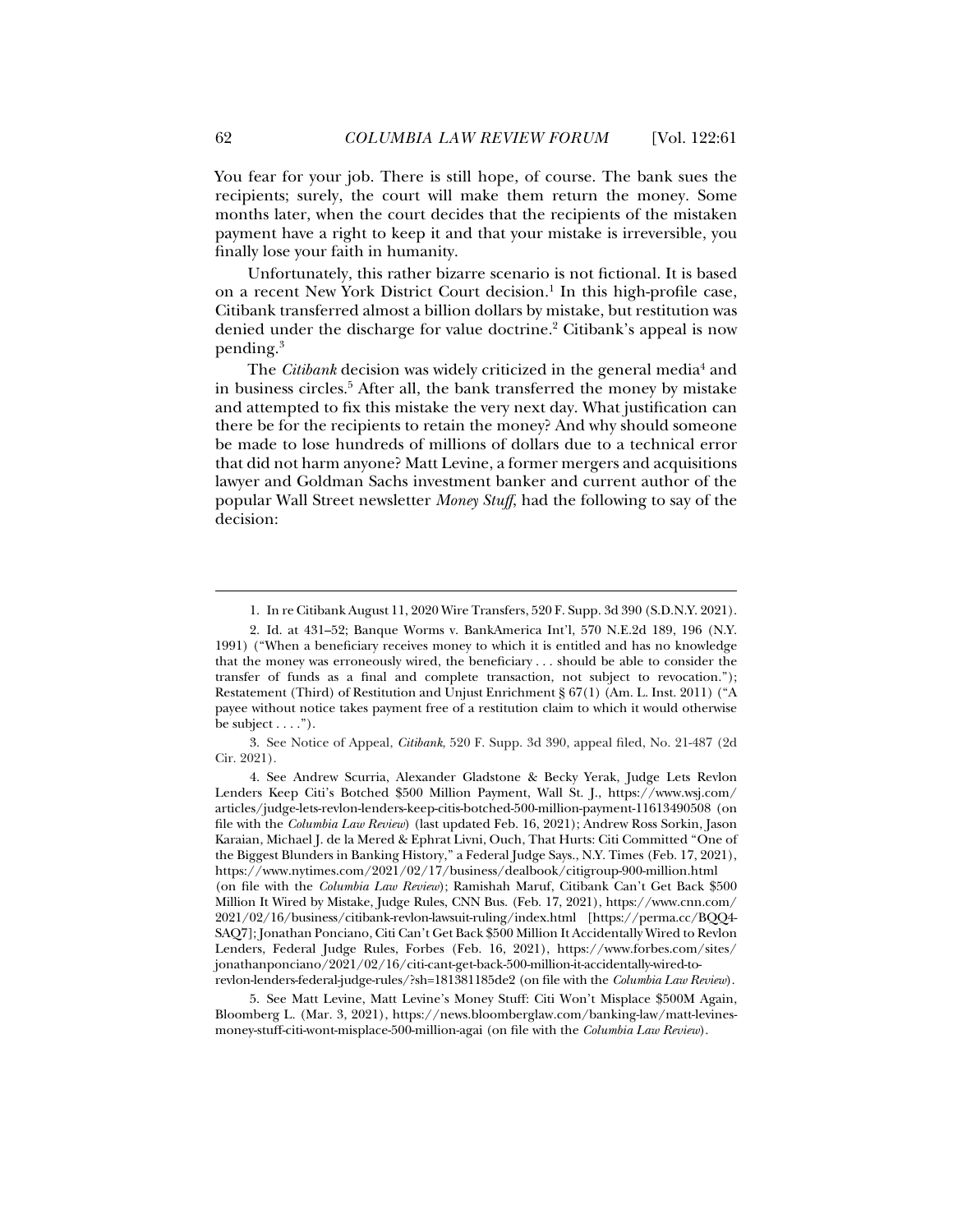You fear for your job. There is still hope, of course. The bank sues the recipients; surely, the court will make them return the money. Some months later, when the court decides that the recipients of the mistaken payment have a right to keep it and that your mistake is irreversible, you finally lose your faith in humanity.

Unfortunately, this rather bizarre scenario is not fictional. It is based on a recent New York District Court decision.[1] In this high-profile case, Citibank transferred almost a billion dollars by mistake, but restitution was denied under the discharge for value doctrine.[2] Citibank's appeal is now pending.[3]

The *Citibank* decision was widely criticized in the general media[4] and in business circles.[5] After all, the bank transferred the money by mistake and attempted to fix this mistake the very next day. What justification can there be for the recipients to retain the money? And why should someone be made to lose hundreds of millions of dollars due to a technical error that did not harm anyone? Matt Levine, a former mergers and acquisitions lawyer and Goldman Sachs investment banker and current author of the popular Wall Street newsletter *Money Stuff*, had the following to say of the decision:

---

1. In re Citibank August 11, 2020 Wire Transfers, 520 F. Supp. 3d 390 (S.D.N.Y. 2021).

2. Id. at 431–52; Banque Worms v. BankAmerica Int'l, 570 N.E.2d 189, 196 (N.Y. 1991) ("When a beneficiary receives money to which it is entitled and has no knowledge that the money was erroneously wired, the beneficiary . . . should be able to consider the transfer of funds as a final and complete transaction, not subject to revocation."); Restatement (Third) of Restitution and Unjust Enrichment § 67(1) (Am. L. Inst. 2011) ("A payee without notice takes payment free of a restitution claim to which it would otherwise be subject . . . .").

3. See Notice of Appeal, *Citibank*, 520 F. Supp. 3d 390, appeal filed, No. 21-487 (2d Cir. 2021).

4. See Andrew Scurria, Alexander Gladstone & Becky Yerak, Judge Lets Revlon Lenders Keep Citi's Botched $500 Million Payment, Wall St. J., https://www.wsj.com/articles/judge-lets-revlon-lenders-keep-citis-botched-500-million-payment-11613490508 (on file with the *Columbia Law Review*) (last updated Feb. 16, 2021); Andrew Ross Sorkin, Jason Karaian, Michael J. de la Mered & Ephrat Livni, Ouch, That Hurts: Citi Committed "One of the Biggest Blunders in Banking History," a Federal Judge Says., N.Y. Times (Feb. 17, 2021), https://www.nytimes.com/2021/02/17/business/dealbook/citigroup-900-million.html (on file with the *Columbia Law Review*); Ramishah Maruf, Citibank Can't Get Back $500 Million It Wired by Mistake, Judge Rules, CNN Bus. (Feb. 17, 2021), https://www.cnn.com/2021/02/16/business/citibank-revlon-lawsuit-ruling/index.html [https://perma.cc/BQQ4-SAQ7]; Jonathan Ponciano, Citi Can't Get Back $500 Million It Accidentally Wired to Revlon Lenders, Federal Judge Rules, Forbes (Feb. 16, 2021), https://www.forbes.com/sites/jonathanponciano/2021/02/16/citi-cant-get-back-500-million-it-accidentally-wired-to-revlon-lenders-federal-judge-rules/?sh=181381185de2 (on file with the *Columbia Law Review*).

5. See Matt Levine, Matt Levine's Money Stuff: Citi Won't Misplace $500M Again, Bloomberg L. (Mar. 3, 2021), https://news.bloomberglaw.com/banking-law/matt-levines-money-stuff-citi-wont-misplace-500-million-agai (on file with the *Columbia Law Review*).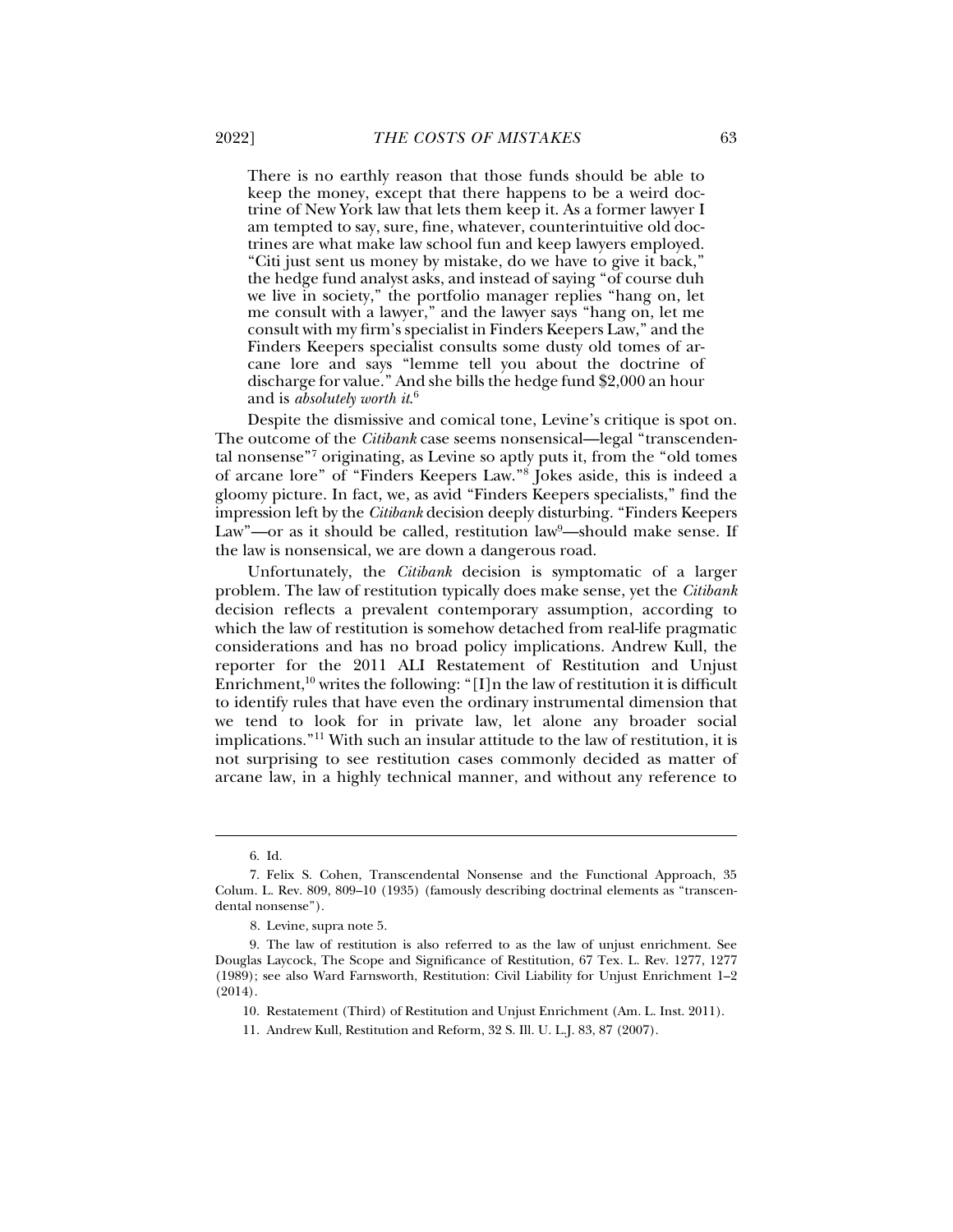> There is no earthly reason that those funds should be able to keep the money, except that there happens to be a weird doctrine of New York law that lets them keep it. As a former lawyer I am tempted to say, sure, fine, whatever, counterintuitive old doctrines are what make law school fun and keep lawyers employed. "Citi just sent us money by mistake, do we have to give it back," the hedge fund analyst asks, and instead of saying "of course duh we live in society," the portfolio manager replies "hang on, let me consult with a lawyer," and the lawyer says "hang on, let me consult with my firm's specialist in Finders Keepers Law," and the Finders Keepers specialist consults some dusty old tomes of arcane lore and says "lemme tell you about the doctrine of discharge for value." And she bills the hedge fund $2,000 an hour and is *absolutely worth it*.[6]

Despite the dismissive and comical tone, Levine's critique is spot on. The outcome of the *Citibank* case seems nonsensical—legal "transcendental nonsense"[7] originating, as Levine so aptly puts it, from the "old tomes of arcane lore" of "Finders Keepers Law."[8] Jokes aside, this is indeed a gloomy picture. In fact, we, as avid "Finders Keepers specialists," find the impression left by the *Citibank* decision deeply disturbing. "Finders Keepers Law"—or as it should be called, restitution law[9]—should make sense. If the law is nonsensical, we are down a dangerous road.

Unfortunately, the *Citibank* decision is symptomatic of a larger problem. The law of restitution typically does make sense, yet the *Citibank* decision reflects a prevalent contemporary assumption, according to which the law of restitution is somehow detached from real-life pragmatic considerations and has no broad policy implications. Andrew Kull, the reporter for the 2011 ALI Restatement of Restitution and Unjust Enrichment,[10] writes the following: "[I]n the law of restitution it is difficult to identify rules that have even the ordinary instrumental dimension that we tend to look for in private law, let alone any broader social implications."[11] With such an insular attitude to the law of restitution, it is not surprising to see restitution cases commonly decided as matter of arcane law, in a highly technical manner, and without any reference to

---

6. Id.

7. Felix S. Cohen, Transcendental Nonsense and the Functional Approach, 35 Colum. L. Rev. 809, 809–10 (1935) (famously describing doctrinal elements as "transcendental nonsense").

8. Levine, supra note 5.

9. The law of restitution is also referred to as the law of unjust enrichment. See Douglas Laycock, The Scope and Significance of Restitution, 67 Tex. L. Rev. 1277, 1277 (1989); see also Ward Farnsworth, Restitution: Civil Liability for Unjust Enrichment 1–2 (2014).

10. Restatement (Third) of Restitution and Unjust Enrichment (Am. L. Inst. 2011).

11. Andrew Kull, Restitution and Reform, 32 S. Ill. U. L.J. 83, 87 (2007).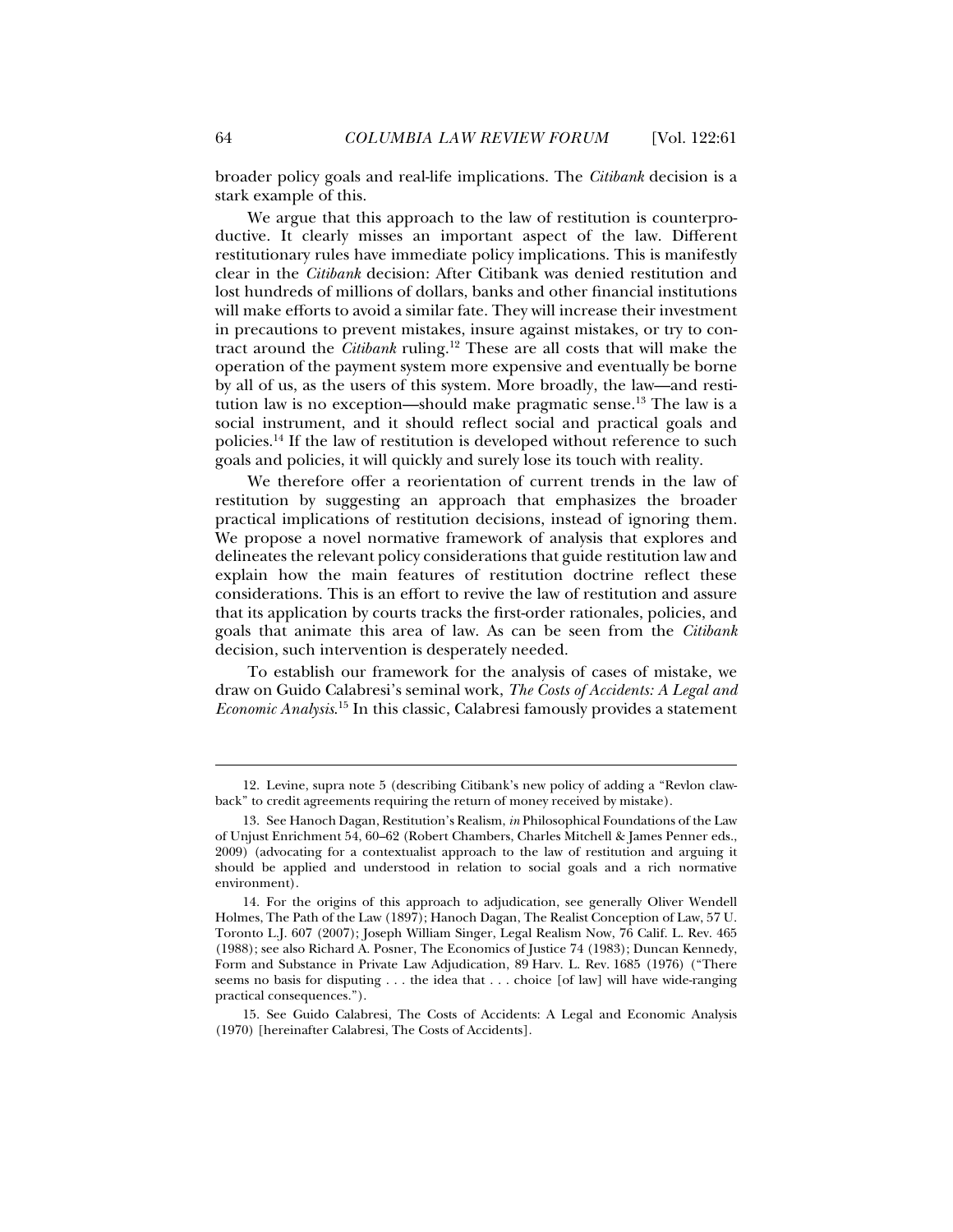broader policy goals and real-life implications. The *Citibank* decision is a stark example of this.

We argue that this approach to the law of restitution is counterproductive. It clearly misses an important aspect of the law. Different restitutionary rules have immediate policy implications. This is manifestly clear in the *Citibank* decision: After Citibank was denied restitution and lost hundreds of millions of dollars, banks and other financial institutions will make efforts to avoid a similar fate. They will increase their investment in precautions to prevent mistakes, insure against mistakes, or try to contract around the *Citibank* ruling.[12] These are all costs that will make the operation of the payment system more expensive and eventually be borne by all of us, as the users of this system. More broadly, the law—and restitution law is no exception—should make pragmatic sense.[13] The law is a social instrument, and it should reflect social and practical goals and policies.[14] If the law of restitution is developed without reference to such goals and policies, it will quickly and surely lose its touch with reality.

We therefore offer a reorientation of current trends in the law of restitution by suggesting an approach that emphasizes the broader practical implications of restitution decisions, instead of ignoring them. We propose a novel normative framework of analysis that explores and delineates the relevant policy considerations that guide restitution law and explain how the main features of restitution doctrine reflect these considerations. This is an effort to revive the law of restitution and assure that its application by courts tracks the first-order rationales, policies, and goals that animate this area of law. As can be seen from the *Citibank* decision, such intervention is desperately needed.

To establish our framework for the analysis of cases of mistake, we draw on Guido Calabresi's seminal work, *The Costs of Accidents: A Legal and Economic Analysis*.[15] In this classic, Calabresi famously provides a statement

---

12. Levine, supra note 5 (describing Citibank's new policy of adding a "Revlon clawback" to credit agreements requiring the return of money received by mistake).

13. See Hanoch Dagan, Restitution's Realism, *in* Philosophical Foundations of the Law of Unjust Enrichment 54, 60–62 (Robert Chambers, Charles Mitchell & James Penner eds., 2009) (advocating for a contextualist approach to the law of restitution and arguing it should be applied and understood in relation to social goals and a rich normative environment).

14. For the origins of this approach to adjudication, see generally Oliver Wendell Holmes, The Path of the Law (1897); Hanoch Dagan, The Realist Conception of Law, 57 U. Toronto L.J. 607 (2007); Joseph William Singer, Legal Realism Now, 76 Calif. L. Rev. 465 (1988); see also Richard A. Posner, The Economics of Justice 74 (1983); Duncan Kennedy, Form and Substance in Private Law Adjudication, 89 Harv. L. Rev. 1685 (1976) ("There seems no basis for disputing . . . the idea that . . . choice [of law] will have wide-ranging practical consequences.").

15. See Guido Calabresi, The Costs of Accidents: A Legal and Economic Analysis (1970) [hereinafter Calabresi, The Costs of Accidents].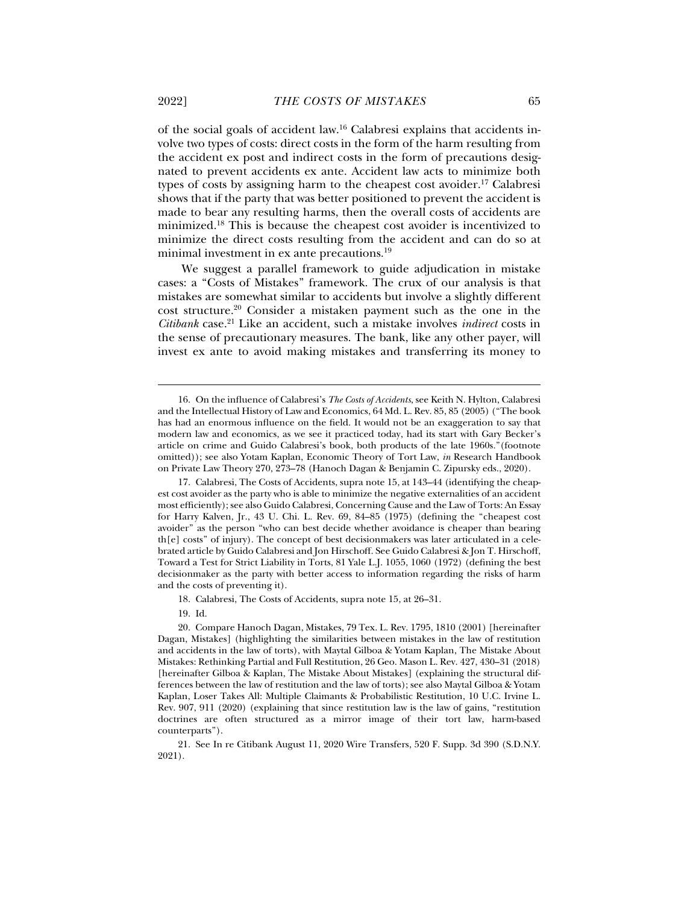of the social goals of accident law.[16] Calabresi explains that accidents involve two types of costs: direct costs in the form of the harm resulting from the accident ex post and indirect costs in the form of precautions designated to prevent accidents ex ante. Accident law acts to minimize both types of costs by assigning harm to the cheapest cost avoider.[17] Calabresi shows that if the party that was better positioned to prevent the accident is made to bear any resulting harms, then the overall costs of accidents are minimized.[18] This is because the cheapest cost avoider is incentivized to minimize the direct costs resulting from the accident and can do so at minimal investment in ex ante precautions.[19]

We suggest a parallel framework to guide adjudication in mistake cases: a "Costs of Mistakes" framework. The crux of our analysis is that mistakes are somewhat similar to accidents but involve a slightly different cost structure.[20] Consider a mistaken payment such as the one in the *Citibank* case.[21] Like an accident, such a mistake involves *indirect* costs in the sense of precautionary measures. The bank, like any other payer, will invest ex ante to avoid making mistakes and transferring its money to

---

16. On the influence of Calabresi's *The Costs of Accidents*, see Keith N. Hylton, Calabresi and the Intellectual History of Law and Economics, 64 Md. L. Rev. 85, 85 (2005) ("The book has had an enormous influence on the field. It would not be an exaggeration to say that modern law and economics, as we see it practiced today, had its start with Gary Becker's article on crime and Guido Calabresi's book, both products of the late 1960s."(footnote omitted)); see also Yotam Kaplan, Economic Theory of Tort Law, *in* Research Handbook on Private Law Theory 270, 273–78 (Hanoch Dagan & Benjamin C. Zipursky eds., 2020).

17. Calabresi, The Costs of Accidents, supra note 15, at 143–44 (identifying the cheapest cost avoider as the party who is able to minimize the negative externalities of an accident most efficiently); see also Guido Calabresi, Concerning Cause and the Law of Torts: An Essay for Harry Kalven, Jr., 43 U. Chi. L. Rev. 69, 84–85 (1975) (defining the "cheapest cost avoider" as the person "who can best decide whether avoidance is cheaper than bearing th[e] costs" of injury). The concept of best decisionmakers was later articulated in a celebrated article by Guido Calabresi and Jon Hirschoff. See Guido Calabresi & Jon T. Hirschoff, Toward a Test for Strict Liability in Torts, 81 Yale L.J. 1055, 1060 (1972) (defining the best decisionmaker as the party with better access to information regarding the risks of harm and the costs of preventing it).

18. Calabresi, The Costs of Accidents, supra note 15, at 26–31.

19. Id.

20. Compare Hanoch Dagan, Mistakes, 79 Tex. L. Rev. 1795, 1810 (2001) [hereinafter Dagan, Mistakes] (highlighting the similarities between mistakes in the law of restitution and accidents in the law of torts), with Maytal Gilboa & Yotam Kaplan, The Mistake About Mistakes: Rethinking Partial and Full Restitution, 26 Geo. Mason L. Rev. 427, 430–31 (2018) [hereinafter Gilboa & Kaplan, The Mistake About Mistakes] (explaining the structural differences between the law of restitution and the law of torts); see also Maytal Gilboa & Yotam Kaplan, Loser Takes All: Multiple Claimants & Probabilistic Restitution, 10 U.C. Irvine L. Rev. 907, 911 (2020) (explaining that since restitution law is the law of gains, "restitution doctrines are often structured as a mirror image of their tort law, harm-based counterparts").

21. See In re Citibank August 11, 2020 Wire Transfers, 520 F. Supp. 3d 390 (S.D.N.Y. 2021).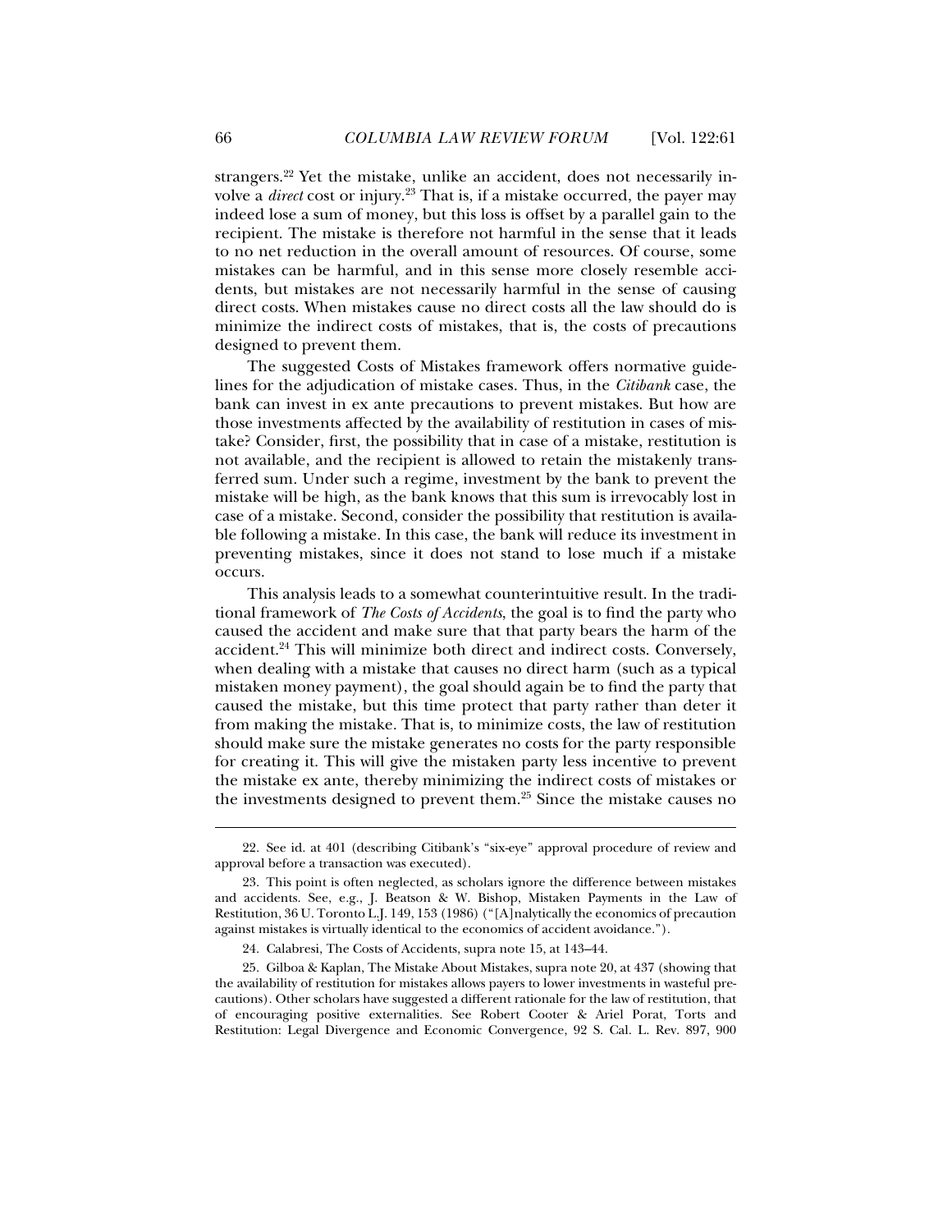strangers.[22] Yet the mistake, unlike an accident, does not necessarily involve a *direct* cost or injury.[23] That is, if a mistake occurred, the payer may indeed lose a sum of money, but this loss is offset by a parallel gain to the recipient. The mistake is therefore not harmful in the sense that it leads to no net reduction in the overall amount of resources. Of course, some mistakes can be harmful, and in this sense more closely resemble accidents, but mistakes are not necessarily harmful in the sense of causing direct costs. When mistakes cause no direct costs all the law should do is minimize the indirect costs of mistakes, that is, the costs of precautions designed to prevent them.

The suggested Costs of Mistakes framework offers normative guidelines for the adjudication of mistake cases. Thus, in the *Citibank* case, the bank can invest in ex ante precautions to prevent mistakes. But how are those investments affected by the availability of restitution in cases of mistake? Consider, first, the possibility that in case of a mistake, restitution is not available, and the recipient is allowed to retain the mistakenly transferred sum. Under such a regime, investment by the bank to prevent the mistake will be high, as the bank knows that this sum is irrevocably lost in case of a mistake. Second, consider the possibility that restitution is available following a mistake. In this case, the bank will reduce its investment in preventing mistakes, since it does not stand to lose much if a mistake occurs.

This analysis leads to a somewhat counterintuitive result. In the traditional framework of *The Costs of Accidents*, the goal is to find the party who caused the accident and make sure that that party bears the harm of the accident.[24] This will minimize both direct and indirect costs. Conversely, when dealing with a mistake that causes no direct harm (such as a typical mistaken money payment), the goal should again be to find the party that caused the mistake, but this time protect that party rather than deter it from making the mistake. That is, to minimize costs, the law of restitution should make sure the mistake generates no costs for the party responsible for creating it. This will give the mistaken party less incentive to prevent the mistake ex ante, thereby minimizing the indirect costs of mistakes or the investments designed to prevent them.[25] Since the mistake causes no

---

22. See id. at 401 (describing Citibank's "six-eye" approval procedure of review and approval before a transaction was executed).

23. This point is often neglected, as scholars ignore the difference between mistakes and accidents. See, e.g., J. Beatson & W. Bishop, Mistaken Payments in the Law of Restitution, 36 U. Toronto L.J. 149, 153 (1986) ("[A]nalytically the economics of precaution against mistakes is virtually identical to the economics of accident avoidance.").

24. Calabresi, The Costs of Accidents, supra note 15, at 143–44.

25. Gilboa & Kaplan, The Mistake About Mistakes, supra note 20, at 437 (showing that the availability of restitution for mistakes allows payers to lower investments in wasteful precautions). Other scholars have suggested a different rationale for the law of restitution, that of encouraging positive externalities. See Robert Cooter & Ariel Porat, Torts and Restitution: Legal Divergence and Economic Convergence, 92 S. Cal. L. Rev. 897, 900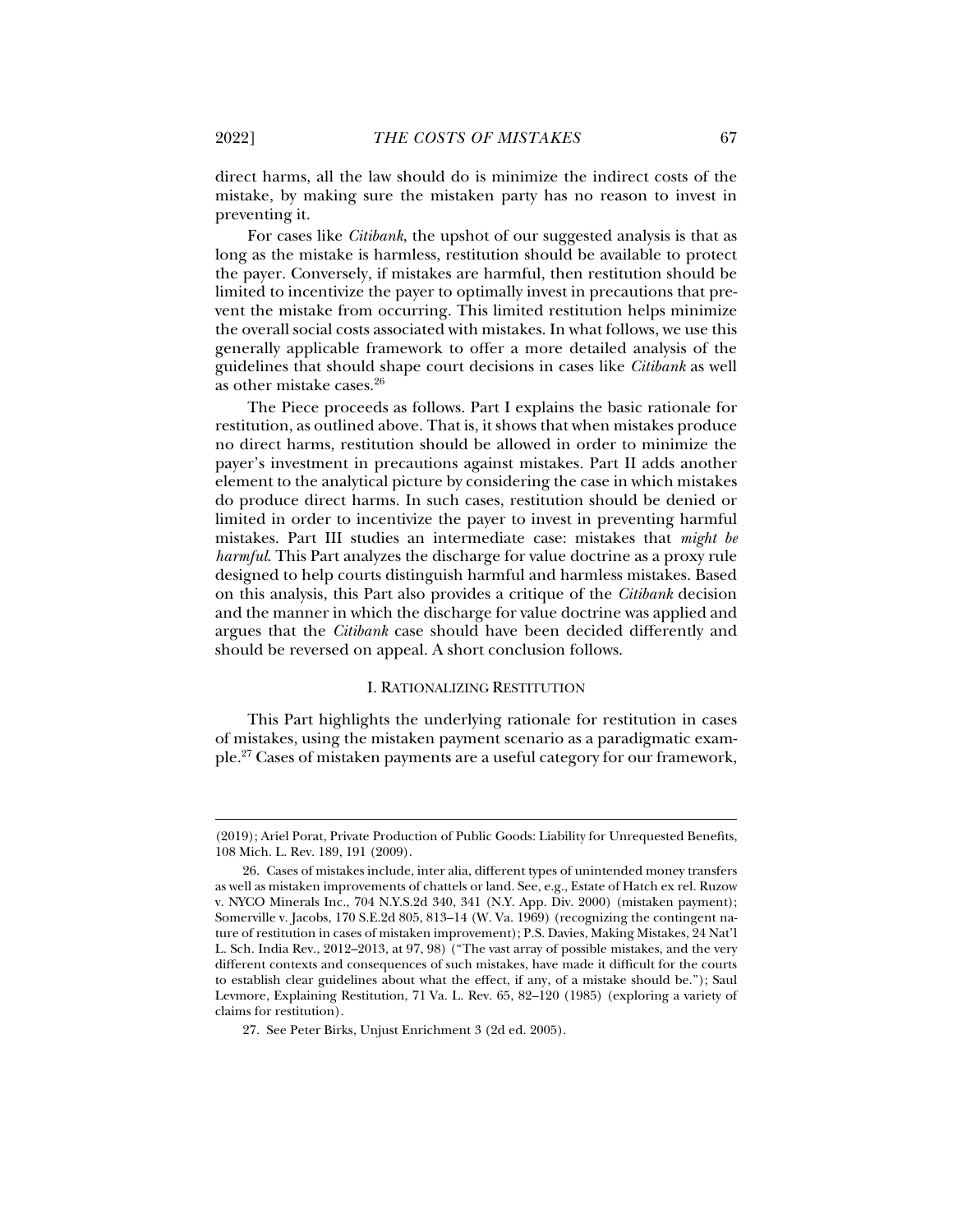direct harms, all the law should do is minimize the indirect costs of the mistake, by making sure the mistaken party has no reason to invest in preventing it.

For cases like *Citibank*, the upshot of our suggested analysis is that as long as the mistake is harmless, restitution should be available to protect the payer. Conversely, if mistakes are harmful, then restitution should be limited to incentivize the payer to optimally invest in precautions that prevent the mistake from occurring. This limited restitution helps minimize the overall social costs associated with mistakes. In what follows, we use this generally applicable framework to offer a more detailed analysis of the guidelines that should shape court decisions in cases like *Citibank* as well as other mistake cases.[26]

The Piece proceeds as follows. Part I explains the basic rationale for restitution, as outlined above. That is, it shows that when mistakes produce no direct harms, restitution should be allowed in order to minimize the payer's investment in precautions against mistakes. Part II adds another element to the analytical picture by considering the case in which mistakes do produce direct harms. In such cases, restitution should be denied or limited in order to incentivize the payer to invest in preventing harmful mistakes. Part III studies an intermediate case: mistakes that *might be harmful*. This Part analyzes the discharge for value doctrine as a proxy rule designed to help courts distinguish harmful and harmless mistakes. Based on this analysis, this Part also provides a critique of the *Citibank* decision and the manner in which the discharge for value doctrine was applied and argues that the *Citibank* case should have been decided differently and should be reversed on appeal. A short conclusion follows.

## I. RATIONALIZING RESTITUTION

This Part highlights the underlying rationale for restitution in cases of mistakes, using the mistaken payment scenario as a paradigmatic example.[27] Cases of mistaken payments are a useful category for our framework,

---

(2019); Ariel Porat, Private Production of Public Goods: Liability for Unrequested Benefits, 108 Mich. L. Rev. 189, 191 (2009).

26. Cases of mistakes include, inter alia, different types of unintended money transfers as well as mistaken improvements of chattels or land. See, e.g., Estate of Hatch ex rel. Ruzow v. NYCO Minerals Inc., 704 N.Y.S.2d 340, 341 (N.Y. App. Div. 2000) (mistaken payment); Somerville v. Jacobs, 170 S.E.2d 805, 813–14 (W. Va. 1969) (recognizing the contingent nature of restitution in cases of mistaken improvement); P.S. Davies, Making Mistakes, 24 Nat'l L. Sch. India Rev., 2012–2013, at 97, 98) ("The vast array of possible mistakes, and the very different contexts and consequences of such mistakes, have made it difficult for the courts to establish clear guidelines about what the effect, if any, of a mistake should be."); Saul Levmore, Explaining Restitution, 71 Va. L. Rev. 65, 82–120 (1985) (exploring a variety of claims for restitution).

27. See Peter Birks, Unjust Enrichment 3 (2d ed. 2005).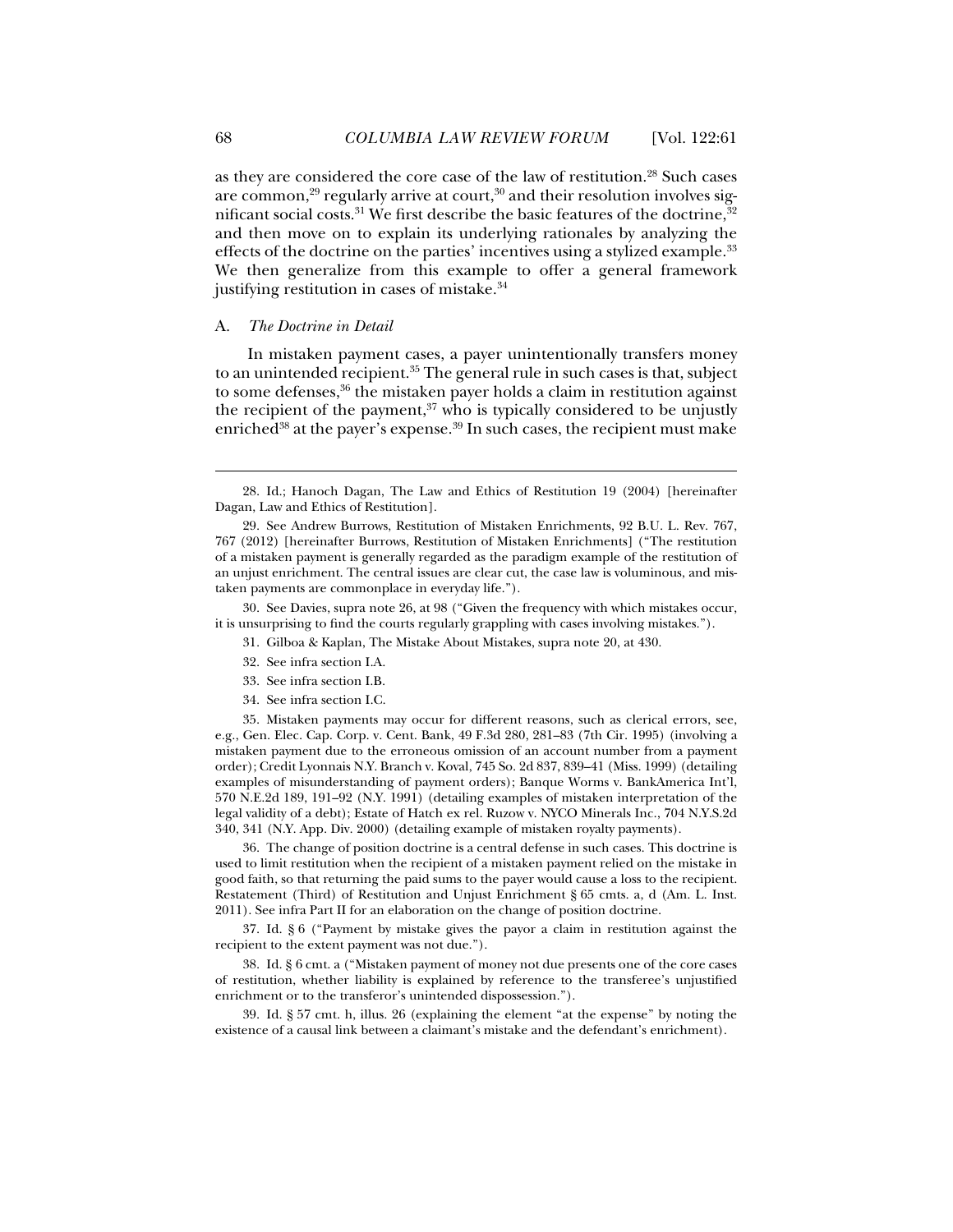as they are considered the core case of the law of restitution.[28] Such cases are common,[29] regularly arrive at court,[30] and their resolution involves significant social costs.[31] We first describe the basic features of the doctrine,[32] and then move on to explain its underlying rationales by analyzing the effects of the doctrine on the parties' incentives using a stylized example.[33] We then generalize from this example to offer a general framework justifying restitution in cases of mistake.[34]

## A. *The Doctrine in Detail*

In mistaken payment cases, a payer unintentionally transfers money to an unintended recipient.[35] The general rule in such cases is that, subject to some defenses,[36] the mistaken payer holds a claim in restitution against the recipient of the payment,[37] who is typically considered to be unjustly enriched[38] at the payer's expense.[39] In such cases, the recipient must make

---

28. Id.; Hanoch Dagan, The Law and Ethics of Restitution 19 (2004) [hereinafter Dagan, Law and Ethics of Restitution].

29. See Andrew Burrows, Restitution of Mistaken Enrichments, 92 B.U. L. Rev. 767, 767 (2012) [hereinafter Burrows, Restitution of Mistaken Enrichments] ("The restitution of a mistaken payment is generally regarded as the paradigm example of the restitution of an unjust enrichment. The central issues are clear cut, the case law is voluminous, and mistaken payments are commonplace in everyday life.").

30. See Davies, supra note 26, at 98 ("Given the frequency with which mistakes occur, it is unsurprising to find the courts regularly grappling with cases involving mistakes.").

31. Gilboa & Kaplan, The Mistake About Mistakes, supra note 20, at 430.

32. See infra section I.A.

33. See infra section I.B.

34. See infra section I.C.

35. Mistaken payments may occur for different reasons, such as clerical errors, see, e.g., Gen. Elec. Cap. Corp. v. Cent. Bank, 49 F.3d 280, 281–83 (7th Cir. 1995) (involving a mistaken payment due to the erroneous omission of an account number from a payment order); Credit Lyonnais N.Y. Branch v. Koval, 745 So. 2d 837, 839–41 (Miss. 1999) (detailing examples of misunderstanding of payment orders); Banque Worms v. BankAmerica Int'l, 570 N.E.2d 189, 191–92 (N.Y. 1991) (detailing examples of mistaken interpretation of the legal validity of a debt); Estate of Hatch ex rel. Ruzow v. NYCO Minerals Inc., 704 N.Y.S.2d 340, 341 (N.Y. App. Div. 2000) (detailing example of mistaken royalty payments).

36. The change of position doctrine is a central defense in such cases. This doctrine is used to limit restitution when the recipient of a mistaken payment relied on the mistake in good faith, so that returning the paid sums to the payer would cause a loss to the recipient. Restatement (Third) of Restitution and Unjust Enrichment § 65 cmts. a, d (Am. L. Inst. 2011). See infra Part II for an elaboration on the change of position doctrine.

37. Id. § 6 ("Payment by mistake gives the payor a claim in restitution against the recipient to the extent payment was not due.").

38. Id. § 6 cmt. a ("Mistaken payment of money not due presents one of the core cases of restitution, whether liability is explained by reference to the transferee's unjustified enrichment or to the transferor's unintended dispossession.").

39. Id. § 57 cmt. h, illus. 26 (explaining the element "at the expense" by noting the existence of a causal link between a claimant's mistake and the defendant's enrichment).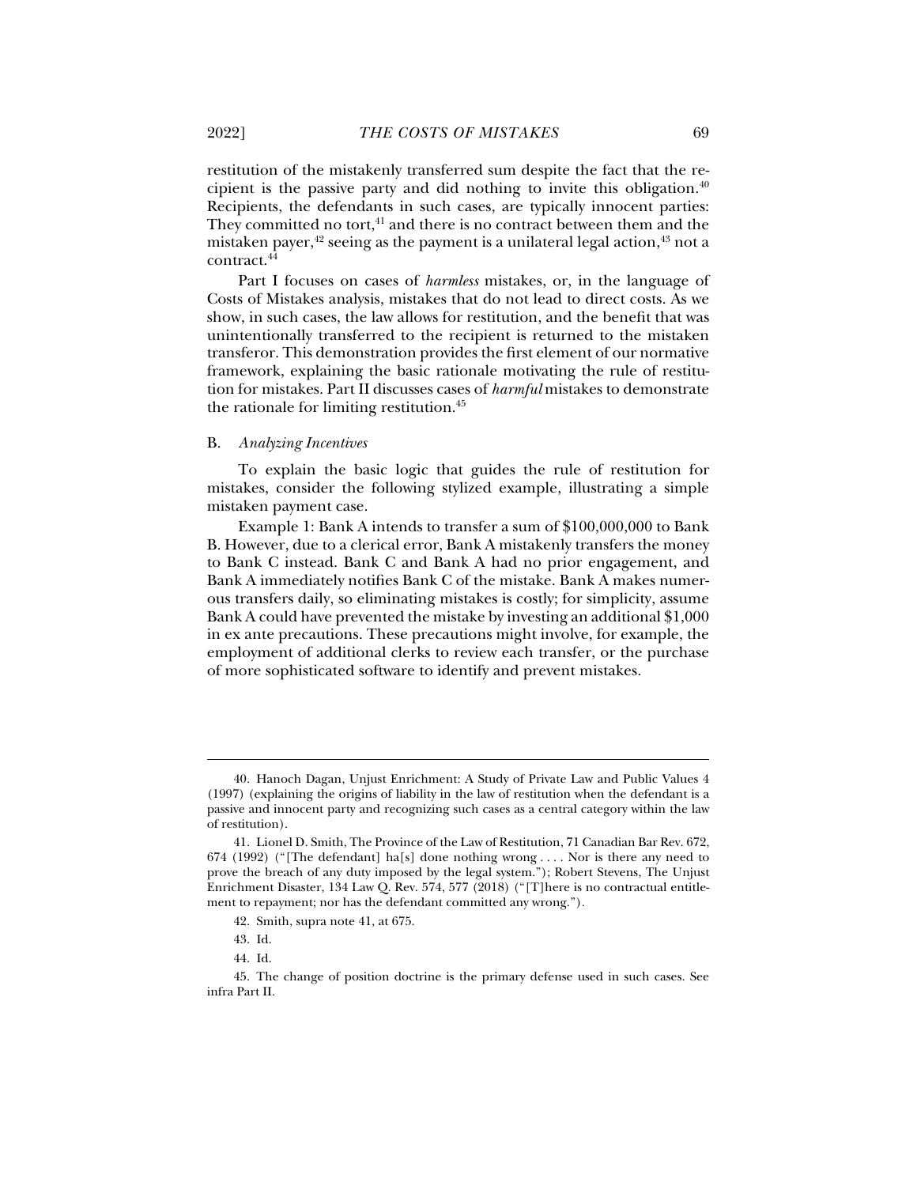restitution of the mistakenly transferred sum despite the fact that the recipient is the passive party and did nothing to invite this obligation.[40] Recipients, the defendants in such cases, are typically innocent parties: They committed no tort,[41] and there is no contract between them and the mistaken payer,[42] seeing as the payment is a unilateral legal action,[43] not a contract.[44]

Part I focuses on cases of *harmless* mistakes, or, in the language of Costs of Mistakes analysis, mistakes that do not lead to direct costs. As we show, in such cases, the law allows for restitution, and the benefit that was unintentionally transferred to the recipient is returned to the mistaken transferor. This demonstration provides the first element of our normative framework, explaining the basic rationale motivating the rule of restitution for mistakes. Part II discusses cases of *harmful* mistakes to demonstrate the rationale for limiting restitution.[45]

### B. *Analyzing Incentives*

To explain the basic logic that guides the rule of restitution for mistakes, consider the following stylized example, illustrating a simple mistaken payment case.

Example 1: Bank A intends to transfer a sum of $100,000,000 to Bank B. However, due to a clerical error, Bank A mistakenly transfers the money to Bank C instead. Bank C and Bank A had no prior engagement, and Bank A immediately notifies Bank C of the mistake. Bank A makes numerous transfers daily, so eliminating mistakes is costly; for simplicity, assume Bank A could have prevented the mistake by investing an additional $1,000 in ex ante precautions. These precautions might involve, for example, the employment of additional clerks to review each transfer, or the purchase of more sophisticated software to identify and prevent mistakes.

---

40. Hanoch Dagan, Unjust Enrichment: A Study of Private Law and Public Values 4 (1997) (explaining the origins of liability in the law of restitution when the defendant is a passive and innocent party and recognizing such cases as a central category within the law of restitution).

41. Lionel D. Smith, The Province of the Law of Restitution, 71 Canadian Bar Rev. 672, 674 (1992) ("[The defendant] ha[s] done nothing wrong . . . . Nor is there any need to prove the breach of any duty imposed by the legal system."); Robert Stevens, The Unjust Enrichment Disaster, 134 Law Q. Rev. 574, 577 (2018) ("[T]here is no contractual entitlement to repayment; nor has the defendant committed any wrong.").

42. Smith, supra note 41, at 675.

43. Id.

44. Id.

45. The change of position doctrine is the primary defense used in such cases. See infra Part II.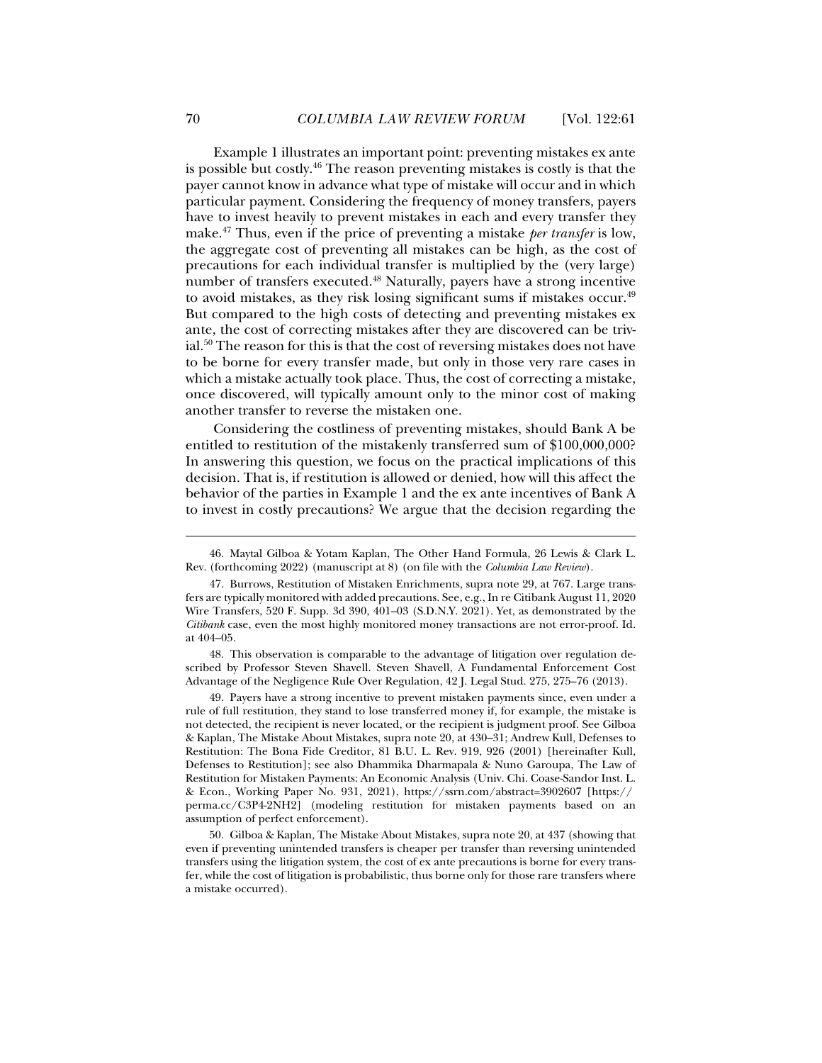Example 1 illustrates an important point: preventing mistakes ex ante is possible but costly.[46] The reason preventing mistakes is costly is that the payer cannot know in advance what type of mistake will occur and in which particular payment. Considering the frequency of money transfers, payers have to invest heavily to prevent mistakes in each and every transfer they make.[47] Thus, even if the price of preventing a mistake *per transfer* is low, the aggregate cost of preventing all mistakes can be high, as the cost of precautions for each individual transfer is multiplied by the (very large) number of transfers executed.[48] Naturally, payers have a strong incentive to avoid mistakes, as they risk losing significant sums if mistakes occur.[49] But compared to the high costs of detecting and preventing mistakes ex ante, the cost of correcting mistakes after they are discovered can be trivial.[50] The reason for this is that the cost of reversing mistakes does not have to be borne for every transfer made, but only in those very rare cases in which a mistake actually took place. Thus, the cost of correcting a mistake, once discovered, will typically amount only to the minor cost of making another transfer to reverse the mistaken one.

Considering the costliness of preventing mistakes, should Bank A be entitled to restitution of the mistakenly transferred sum of $100,000,000? In answering this question, we focus on the practical implications of this decision. That is, if restitution is allowed or denied, how will this affect the behavior of the parties in Example 1 and the ex ante incentives of Bank A to invest in costly precautions? We argue that the decision regarding the

---

46. Maytal Gilboa & Yotam Kaplan, The Other Hand Formula, 26 Lewis & Clark L. Rev. (forthcoming 2022) (manuscript at 8) (on file with the *Columbia Law Review*).

47. Burrows, Restitution of Mistaken Enrichments, supra note 29, at 767. Large transfers are typically monitored with added precautions. See, e.g., In re Citibank August 11, 2020 Wire Transfers, 520 F. Supp. 3d 390, 401–03 (S.D.N.Y. 2021). Yet, as demonstrated by the *Citibank* case, even the most highly monitored money transactions are not error-proof. Id. at 404–05.

48. This observation is comparable to the advantage of litigation over regulation described by Professor Steven Shavell. Steven Shavell, A Fundamental Enforcement Cost Advantage of the Negligence Rule Over Regulation, 42 J. Legal Stud. 275, 275–76 (2013).

49. Payers have a strong incentive to prevent mistaken payments since, even under a rule of full restitution, they stand to lose transferred money if, for example, the mistake is not detected, the recipient is never located, or the recipient is judgment proof. See Gilboa & Kaplan, The Mistake About Mistakes, supra note 20, at 430–31; Andrew Kull, Defenses to Restitution: The Bona Fide Creditor, 81 B.U. L. Rev. 919, 926 (2001) [hereinafter Kull, Defenses to Restitution]; see also Dhammika Dharmapala & Nuno Garoupa, The Law of Restitution for Mistaken Payments: An Economic Analysis (Univ. Chi. Coase-Sandor Inst. L. & Econ., Working Paper No. 931, 2021), https://ssrn.com/abstract=3902607 [https://perma.cc/C3P4-2NH2] (modeling restitution for mistaken payments based on an assumption of perfect enforcement).

50. Gilboa & Kaplan, The Mistake About Mistakes, supra note 20, at 437 (showing that even if preventing unintended transfers is cheaper per transfer than reversing unintended transfers using the litigation system, the cost of ex ante precautions is borne for every transfer, while the cost of litigation is probabilistic, thus borne only for those rare transfers where a mistake occurred).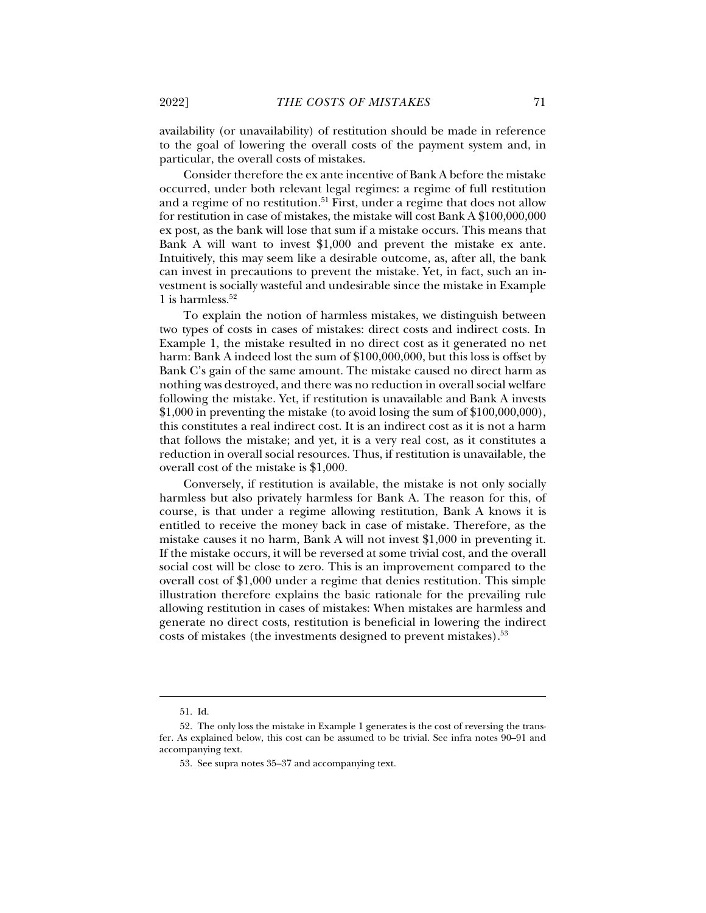availability (or unavailability) of restitution should be made in reference to the goal of lowering the overall costs of the payment system and, in particular, the overall costs of mistakes.

Consider therefore the ex ante incentive of Bank A before the mistake occurred, under both relevant legal regimes: a regime of full restitution and a regime of no restitution.[51] First, under a regime that does not allow for restitution in case of mistakes, the mistake will cost Bank A $100,000,000 ex post, as the bank will lose that sum if a mistake occurs. This means that Bank A will want to invest $1,000 and prevent the mistake ex ante. Intuitively, this may seem like a desirable outcome, as, after all, the bank can invest in precautions to prevent the mistake. Yet, in fact, such an investment is socially wasteful and undesirable since the mistake in Example 1 is harmless.[52]

To explain the notion of harmless mistakes, we distinguish between two types of costs in cases of mistakes: direct costs and indirect costs. In Example 1, the mistake resulted in no direct cost as it generated no net harm: Bank A indeed lost the sum of $100,000,000, but this loss is offset by Bank C's gain of the same amount. The mistake caused no direct harm as nothing was destroyed, and there was no reduction in overall social welfare following the mistake. Yet, if restitution is unavailable and Bank A invests $1,000 in preventing the mistake (to avoid losing the sum of $100,000,000), this constitutes a real indirect cost. It is an indirect cost as it is not a harm that follows the mistake; and yet, it is a very real cost, as it constitutes a reduction in overall social resources. Thus, if restitution is unavailable, the overall cost of the mistake is $1,000.

Conversely, if restitution is available, the mistake is not only socially harmless but also privately harmless for Bank A. The reason for this, of course, is that under a regime allowing restitution, Bank A knows it is entitled to receive the money back in case of mistake. Therefore, as the mistake causes it no harm, Bank A will not invest $1,000 in preventing it. If the mistake occurs, it will be reversed at some trivial cost, and the overall social cost will be close to zero. This is an improvement compared to the overall cost of $1,000 under a regime that denies restitution. This simple illustration therefore explains the basic rationale for the prevailing rule allowing restitution in cases of mistakes: When mistakes are harmless and generate no direct costs, restitution is beneficial in lowering the indirect costs of mistakes (the investments designed to prevent mistakes).[53]

---

51. Id.

52. The only loss the mistake in Example 1 generates is the cost of reversing the transfer. As explained below, this cost can be assumed to be trivial. See infra notes 90–91 and accompanying text.

53. See supra notes 35–37 and accompanying text.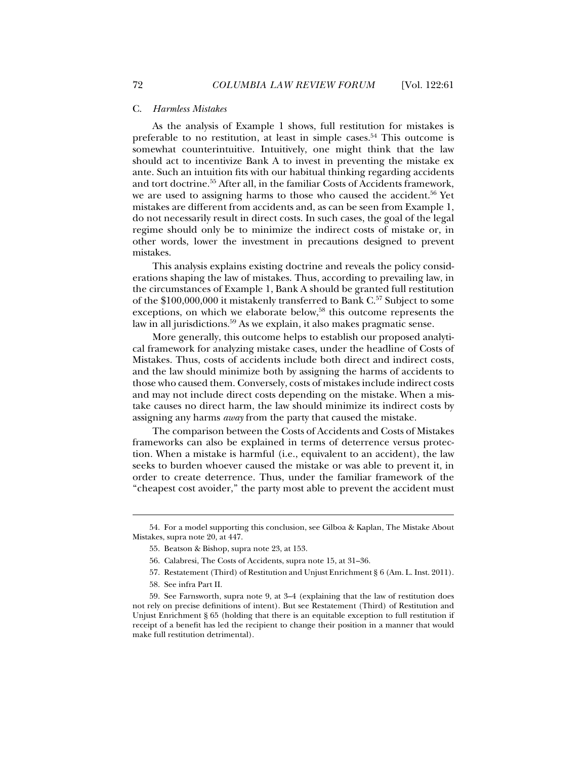### C. *Harmless Mistakes*

As the analysis of Example 1 shows, full restitution for mistakes is preferable to no restitution, at least in simple cases.[54] This outcome is somewhat counterintuitive. Intuitively, one might think that the law should act to incentivize Bank A to invest in preventing the mistake ex ante. Such an intuition fits with our habitual thinking regarding accidents and tort doctrine.[55] After all, in the familiar Costs of Accidents framework, we are used to assigning harms to those who caused the accident.[56] Yet mistakes are different from accidents and, as can be seen from Example 1, do not necessarily result in direct costs. In such cases, the goal of the legal regime should only be to minimize the indirect costs of mistake or, in other words, lower the investment in precautions designed to prevent mistakes.

This analysis explains existing doctrine and reveals the policy considerations shaping the law of mistakes. Thus, according to prevailing law, in the circumstances of Example 1, Bank A should be granted full restitution of the $100,000,000 it mistakenly transferred to Bank C.[57] Subject to some exceptions, on which we elaborate below,[58] this outcome represents the law in all jurisdictions.[59] As we explain, it also makes pragmatic sense.

More generally, this outcome helps to establish our proposed analytical framework for analyzing mistake cases, under the headline of Costs of Mistakes. Thus, costs of accidents include both direct and indirect costs, and the law should minimize both by assigning the harms of accidents to those who caused them. Conversely, costs of mistakes include indirect costs and may not include direct costs depending on the mistake. When a mistake causes no direct harm, the law should minimize its indirect costs by assigning any harms *away* from the party that caused the mistake.

The comparison between the Costs of Accidents and Costs of Mistakes frameworks can also be explained in terms of deterrence versus protection. When a mistake is harmful (i.e., equivalent to an accident), the law seeks to burden whoever caused the mistake or was able to prevent it, in order to create deterrence. Thus, under the familiar framework of the "cheapest cost avoider," the party most able to prevent the accident must

---

54. For a model supporting this conclusion, see Gilboa & Kaplan, The Mistake About Mistakes, supra note 20, at 447.

55. Beatson & Bishop, supra note 23, at 153.

56. Calabresi, The Costs of Accidents, supra note 15, at 31–36.

57. Restatement (Third) of Restitution and Unjust Enrichment § 6 (Am. L. Inst. 2011).

58. See infra Part II.

59. See Farnsworth, supra note 9, at 3–4 (explaining that the law of restitution does not rely on precise definitions of intent). But see Restatement (Third) of Restitution and Unjust Enrichment § 65 (holding that there is an equitable exception to full restitution if receipt of a benefit has led the recipient to change their position in a manner that would make full restitution detrimental).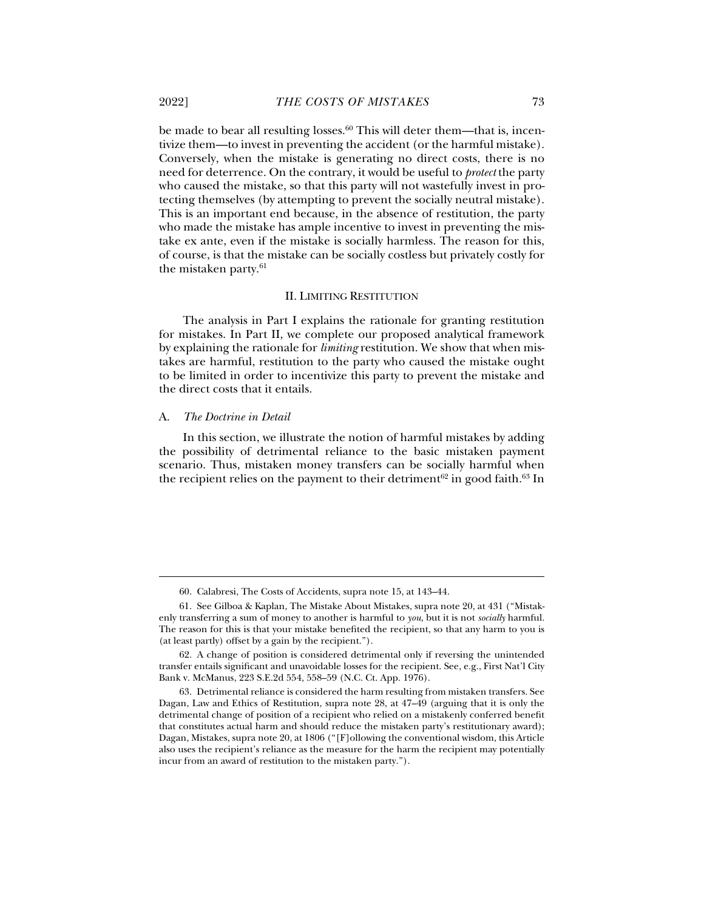be made to bear all resulting losses.[60] This will deter them—that is, incentivize them—to invest in preventing the accident (or the harmful mistake). Conversely, when the mistake is generating no direct costs, there is no need for deterrence. On the contrary, it would be useful to *protect* the party who caused the mistake, so that this party will not wastefully invest in protecting themselves (by attempting to prevent the socially neutral mistake). This is an important end because, in the absence of restitution, the party who made the mistake has ample incentive to invest in preventing the mistake ex ante, even if the mistake is socially harmless. The reason for this, of course, is that the mistake can be socially costless but privately costly for the mistaken party.[61]

## II. LIMITING RESTITUTION

The analysis in Part I explains the rationale for granting restitution for mistakes. In Part II, we complete our proposed analytical framework by explaining the rationale for *limiting* restitution. We show that when mistakes are harmful, restitution to the party who caused the mistake ought to be limited in order to incentivize this party to prevent the mistake and the direct costs that it entails.

### A. *The Doctrine in Detail*

In this section, we illustrate the notion of harmful mistakes by adding the possibility of detrimental reliance to the basic mistaken payment scenario. Thus, mistaken money transfers can be socially harmful when the recipient relies on the payment to their detriment[62] in good faith.[63] In

---

60. Calabresi, The Costs of Accidents, supra note 15, at 143–44.

61. See Gilboa & Kaplan, The Mistake About Mistakes, supra note 20, at 431 ("Mistakenly transferring a sum of money to another is harmful to *you*, but it is not *socially* harmful. The reason for this is that your mistake benefited the recipient, so that any harm to you is (at least partly) offset by a gain by the recipient.").

62. A change of position is considered detrimental only if reversing the unintended transfer entails significant and unavoidable losses for the recipient. See, e.g., First Nat'l City Bank v. McManus, 223 S.E.2d 554, 558–59 (N.C. Ct. App. 1976).

63. Detrimental reliance is considered the harm resulting from mistaken transfers. See Dagan, Law and Ethics of Restitution, supra note 28, at 47–49 (arguing that it is only the detrimental change of position of a recipient who relied on a mistakenly conferred benefit that constitutes actual harm and should reduce the mistaken party's restitutionary award); Dagan, Mistakes, supra note 20, at 1806 ("[F]ollowing the conventional wisdom, this Article also uses the recipient's reliance as the measure for the harm the recipient may potentially incur from an award of restitution to the mistaken party.").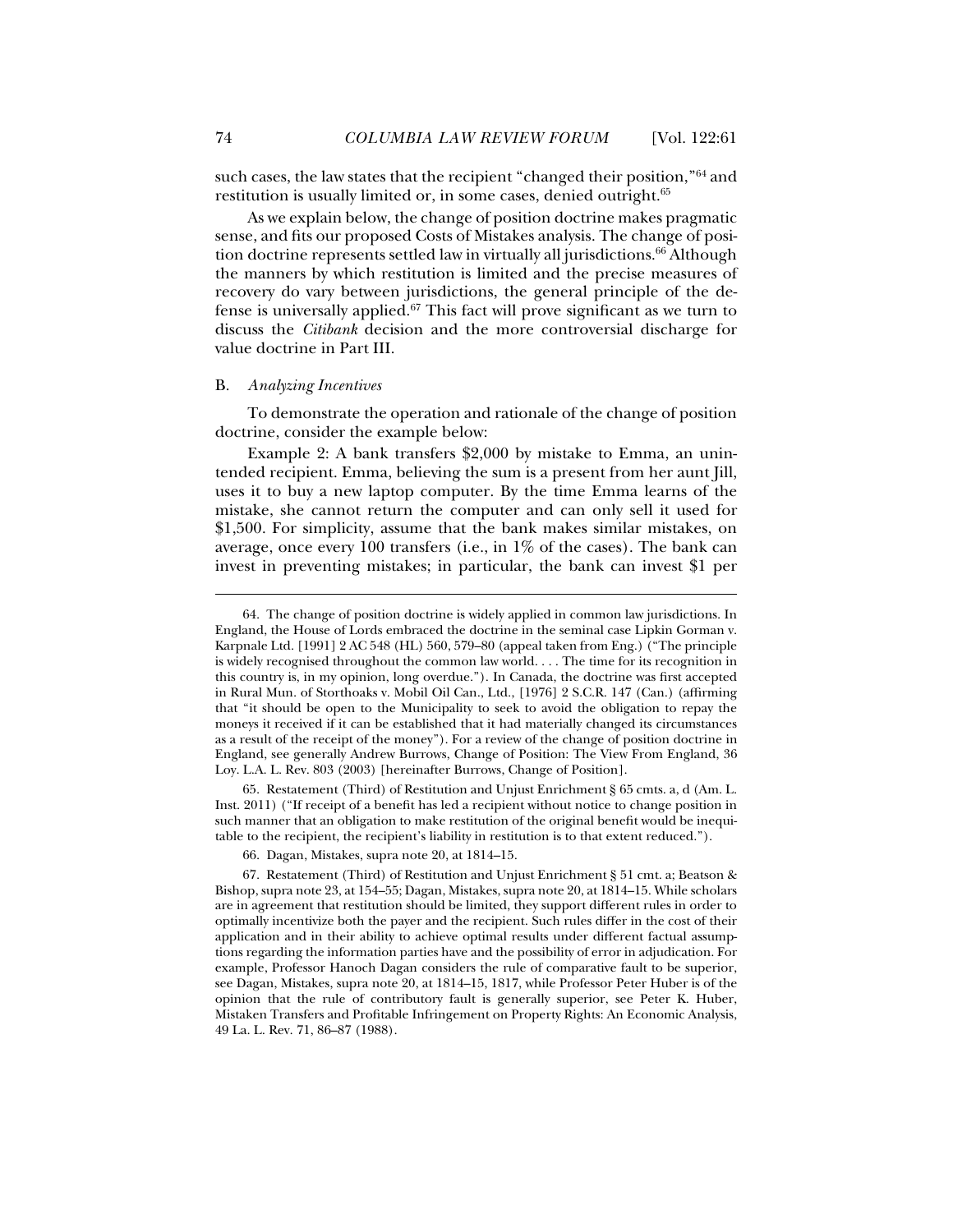such cases, the law states that the recipient "changed their position,"[64] and restitution is usually limited or, in some cases, denied outright.[65]

As we explain below, the change of position doctrine makes pragmatic sense, and fits our proposed Costs of Mistakes analysis. The change of position doctrine represents settled law in virtually all jurisdictions.[66] Although the manners by which restitution is limited and the precise measures of recovery do vary between jurisdictions, the general principle of the defense is universally applied.[67] This fact will prove significant as we turn to discuss the *Citibank* decision and the more controversial discharge for value doctrine in Part III.

## B. *Analyzing Incentives*

To demonstrate the operation and rationale of the change of position doctrine, consider the example below:

Example 2: A bank transfers $2,000 by mistake to Emma, an unintended recipient. Emma, believing the sum is a present from her aunt Jill, uses it to buy a new laptop computer. By the time Emma learns of the mistake, she cannot return the computer and can only sell it used for $1,500. For simplicity, assume that the bank makes similar mistakes, on average, once every 100 transfers (i.e., in 1% of the cases). The bank can invest in preventing mistakes; in particular, the bank can invest $1 per

---

64. The change of position doctrine is widely applied in common law jurisdictions. In England, the House of Lords embraced the doctrine in the seminal case Lipkin Gorman v. Karpnale Ltd. [1991] 2 AC 548 (HL) 560, 579–80 (appeal taken from Eng.) ("The principle is widely recognised throughout the common law world. . . . The time for its recognition in this country is, in my opinion, long overdue."). In Canada, the doctrine was first accepted in Rural Mun. of Storthoaks v. Mobil Oil Can., Ltd., [1976] 2 S.C.R. 147 (Can.) (affirming that "it should be open to the Municipality to seek to avoid the obligation to repay the moneys it received if it can be established that it had materially changed its circumstances as a result of the receipt of the money"). For a review of the change of position doctrine in England, see generally Andrew Burrows, Change of Position: The View From England, 36 Loy. L.A. L. Rev. 803 (2003) [hereinafter Burrows, Change of Position].

65. Restatement (Third) of Restitution and Unjust Enrichment § 65 cmts. a, d (Am. L. Inst. 2011) ("If receipt of a benefit has led a recipient without notice to change position in such manner that an obligation to make restitution of the original benefit would be inequitable to the recipient, the recipient's liability in restitution is to that extent reduced.").

66. Dagan, Mistakes, supra note 20, at 1814–15.

67. Restatement (Third) of Restitution and Unjust Enrichment § 51 cmt. a; Beatson & Bishop, supra note 23, at 154–55; Dagan, Mistakes, supra note 20, at 1814–15. While scholars are in agreement that restitution should be limited, they support different rules in order to optimally incentivize both the payer and the recipient. Such rules differ in the cost of their application and in their ability to achieve optimal results under different factual assumptions regarding the information parties have and the possibility of error in adjudication. For example, Professor Hanoch Dagan considers the rule of comparative fault to be superior, see Dagan, Mistakes, supra note 20, at 1814–15, 1817, while Professor Peter Huber is of the opinion that the rule of contributory fault is generally superior, see Peter K. Huber, Mistaken Transfers and Profitable Infringement on Property Rights: An Economic Analysis, 49 La. L. Rev. 71, 86–87 (1988).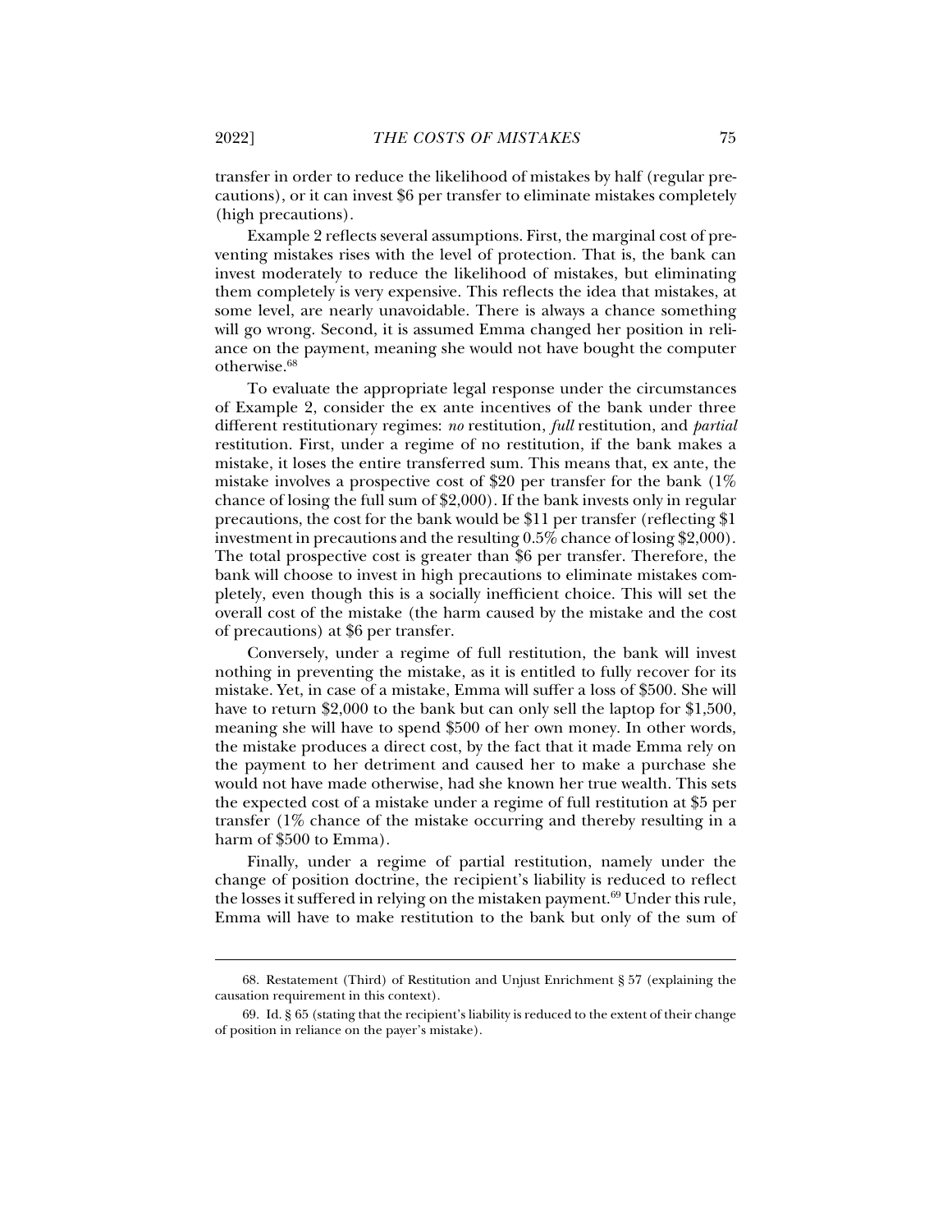transfer in order to reduce the likelihood of mistakes by half (regular precautions), or it can invest $6 per transfer to eliminate mistakes completely (high precautions).

Example 2 reflects several assumptions. First, the marginal cost of preventing mistakes rises with the level of protection. That is, the bank can invest moderately to reduce the likelihood of mistakes, but eliminating them completely is very expensive. This reflects the idea that mistakes, at some level, are nearly unavoidable. There is always a chance something will go wrong. Second, it is assumed Emma changed her position in reliance on the payment, meaning she would not have bought the computer otherwise.[68]

To evaluate the appropriate legal response under the circumstances of Example 2, consider the ex ante incentives of the bank under three different restitutionary regimes: *no* restitution, *full* restitution, and *partial* restitution. First, under a regime of no restitution, if the bank makes a mistake, it loses the entire transferred sum. This means that, ex ante, the mistake involves a prospective cost of $20 per transfer for the bank (1% chance of losing the full sum of $2,000). If the bank invests only in regular precautions, the cost for the bank would be $11 per transfer (reflecting $1 investment in precautions and the resulting 0.5% chance of losing $2,000). The total prospective cost is greater than $6 per transfer. Therefore, the bank will choose to invest in high precautions to eliminate mistakes completely, even though this is a socially inefficient choice. This will set the overall cost of the mistake (the harm caused by the mistake and the cost of precautions) at $6 per transfer.

Conversely, under a regime of full restitution, the bank will invest nothing in preventing the mistake, as it is entitled to fully recover for its mistake. Yet, in case of a mistake, Emma will suffer a loss of $500. She will have to return $2,000 to the bank but can only sell the laptop for $1,500, meaning she will have to spend $500 of her own money. In other words, the mistake produces a direct cost, by the fact that it made Emma rely on the payment to her detriment and caused her to make a purchase she would not have made otherwise, had she known her true wealth. This sets the expected cost of a mistake under a regime of full restitution at $5 per transfer (1% chance of the mistake occurring and thereby resulting in a harm of $500 to Emma).

Finally, under a regime of partial restitution, namely under the change of position doctrine, the recipient's liability is reduced to reflect the losses it suffered in relying on the mistaken payment.[69] Under this rule, Emma will have to make restitution to the bank but only of the sum of

---

68. Restatement (Third) of Restitution and Unjust Enrichment § 57 (explaining the causation requirement in this context).

69. Id. § 65 (stating that the recipient's liability is reduced to the extent of their change of position in reliance on the payer's mistake).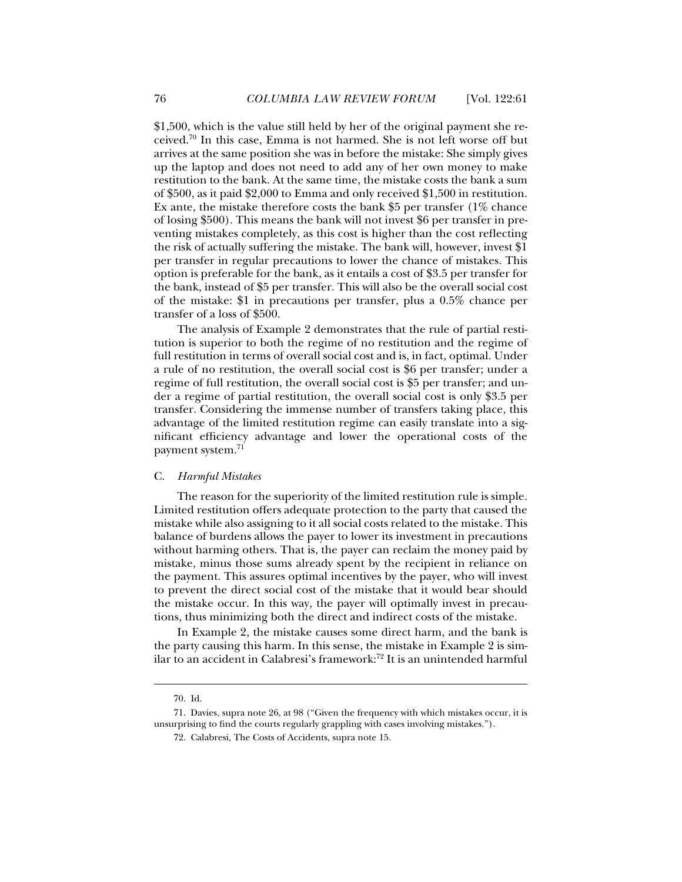$1,500, which is the value still held by her of the original payment she received.[70] In this case, Emma is not harmed. She is not left worse off but arrives at the same position she was in before the mistake: She simply gives up the laptop and does not need to add any of her own money to make restitution to the bank. At the same time, the mistake costs the bank a sum of $500, as it paid $2,000 to Emma and only received $1,500 in restitution. Ex ante, the mistake therefore costs the bank $5 per transfer (1% chance of losing $500). This means the bank will not invest $6 per transfer in preventing mistakes completely, as this cost is higher than the cost reflecting the risk of actually suffering the mistake. The bank will, however, invest $1 per transfer in regular precautions to lower the chance of mistakes. This option is preferable for the bank, as it entails a cost of $3.5 per transfer for the bank, instead of $5 per transfer. This will also be the overall social cost of the mistake: $1 in precautions per transfer, plus a 0.5% chance per transfer of a loss of $500.

The analysis of Example 2 demonstrates that the rule of partial restitution is superior to both the regime of no restitution and the regime of full restitution in terms of overall social cost and is, in fact, optimal. Under a rule of no restitution, the overall social cost is $6 per transfer; under a regime of full restitution, the overall social cost is $5 per transfer; and under a regime of partial restitution, the overall social cost is only $3.5 per transfer. Considering the immense number of transfers taking place, this advantage of the limited restitution regime can easily translate into a significant efficiency advantage and lower the operational costs of the payment system.[71]

### C. *Harmful Mistakes*

The reason for the superiority of the limited restitution rule is simple. Limited restitution offers adequate protection to the party that caused the mistake while also assigning to it all social costs related to the mistake. This balance of burdens allows the payer to lower its investment in precautions without harming others. That is, the payer can reclaim the money paid by mistake, minus those sums already spent by the recipient in reliance on the payment. This assures optimal incentives by the payer, who will invest to prevent the direct social cost of the mistake that it would bear should the mistake occur. In this way, the payer will optimally invest in precautions, thus minimizing both the direct and indirect costs of the mistake.

In Example 2, the mistake causes some direct harm, and the bank is the party causing this harm. In this sense, the mistake in Example 2 is similar to an accident in Calabresi's framework:[72] It is an unintended harmful

---

70. Id.

71. Davies, supra note 26, at 98 ("Given the frequency with which mistakes occur, it is unsurprising to find the courts regularly grappling with cases involving mistakes.").

72. Calabresi, The Costs of Accidents, supra note 15.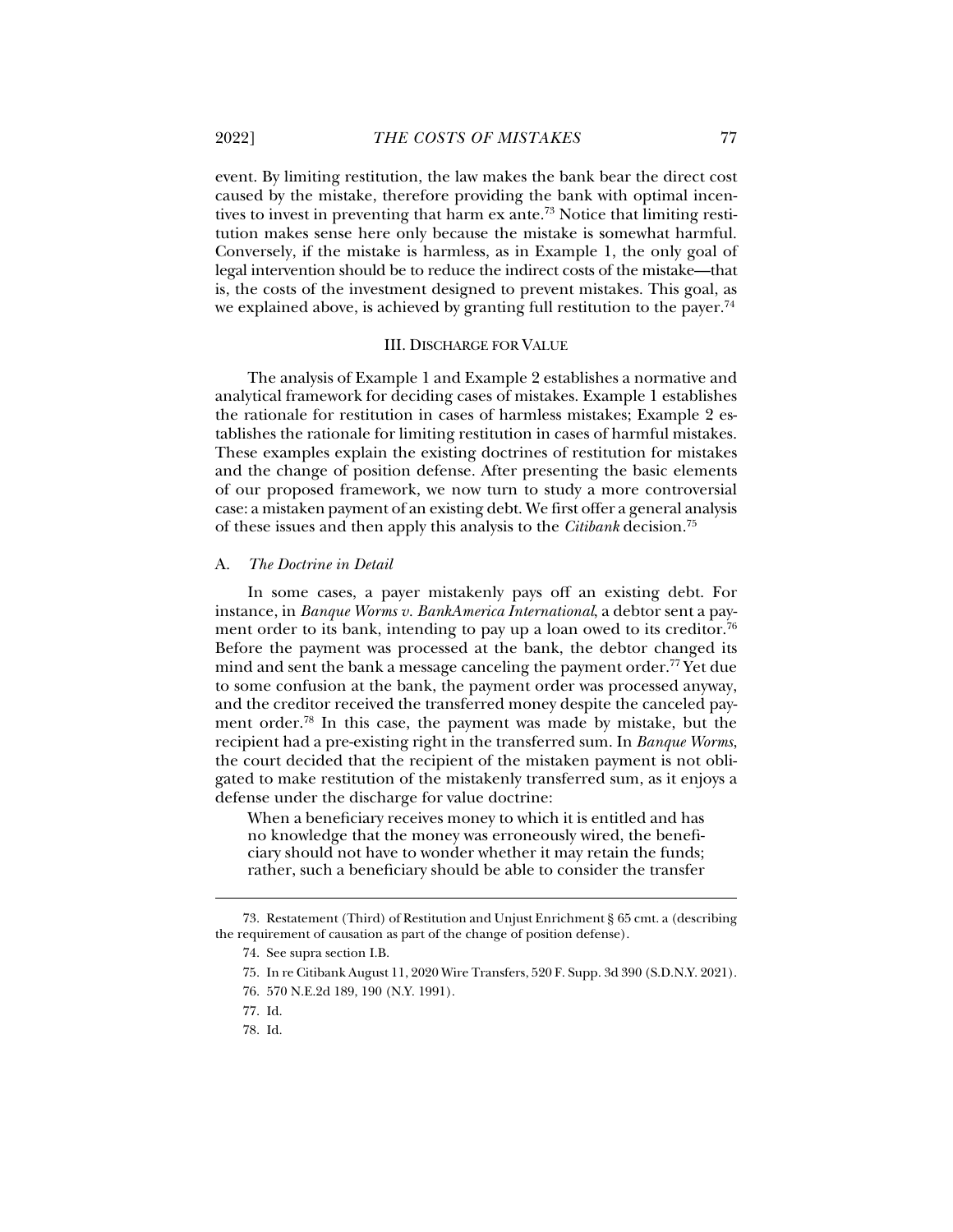event. By limiting restitution, the law makes the bank bear the direct cost caused by the mistake, therefore providing the bank with optimal incentives to invest in preventing that harm ex ante.[73] Notice that limiting restitution makes sense here only because the mistake is somewhat harmful. Conversely, if the mistake is harmless, as in Example 1, the only goal of legal intervention should be to reduce the indirect costs of the mistake—that is, the costs of the investment designed to prevent mistakes. This goal, as we explained above, is achieved by granting full restitution to the payer.[74]

## III. DISCHARGE FOR VALUE

The analysis of Example 1 and Example 2 establishes a normative and analytical framework for deciding cases of mistakes. Example 1 establishes the rationale for restitution in cases of harmless mistakes; Example 2 establishes the rationale for limiting restitution in cases of harmful mistakes. These examples explain the existing doctrines of restitution for mistakes and the change of position defense. After presenting the basic elements of our proposed framework, we now turn to study a more controversial case: a mistaken payment of an existing debt. We first offer a general analysis of these issues and then apply this analysis to the *Citibank* decision.[75]

### A. *The Doctrine in Detail*

In some cases, a payer mistakenly pays off an existing debt. For instance, in *Banque Worms v. BankAmerica International*, a debtor sent a payment order to its bank, intending to pay up a loan owed to its creditor.[76] Before the payment was processed at the bank, the debtor changed its mind and sent the bank a message canceling the payment order.[77] Yet due to some confusion at the bank, the payment order was processed anyway, and the creditor received the transferred money despite the canceled payment order.[78] In this case, the payment was made by mistake, but the recipient had a pre-existing right in the transferred sum. In *Banque Worms*, the court decided that the recipient of the mistaken payment is not obligated to make restitution of the mistakenly transferred sum, as it enjoys a defense under the discharge for value doctrine:

> When a beneficiary receives money to which it is entitled and has no knowledge that the money was erroneously wired, the beneficiary should not have to wonder whether it may retain the funds; rather, such a beneficiary should be able to consider the transfer

---

73. Restatement (Third) of Restitution and Unjust Enrichment § 65 cmt. a (describing the requirement of causation as part of the change of position defense).

74. See supra section I.B.

75. In re Citibank August 11, 2020 Wire Transfers, 520 F. Supp. 3d 390 (S.D.N.Y. 2021).

76. 570 N.E.2d 189, 190 (N.Y. 1991).

77. Id.

78. Id.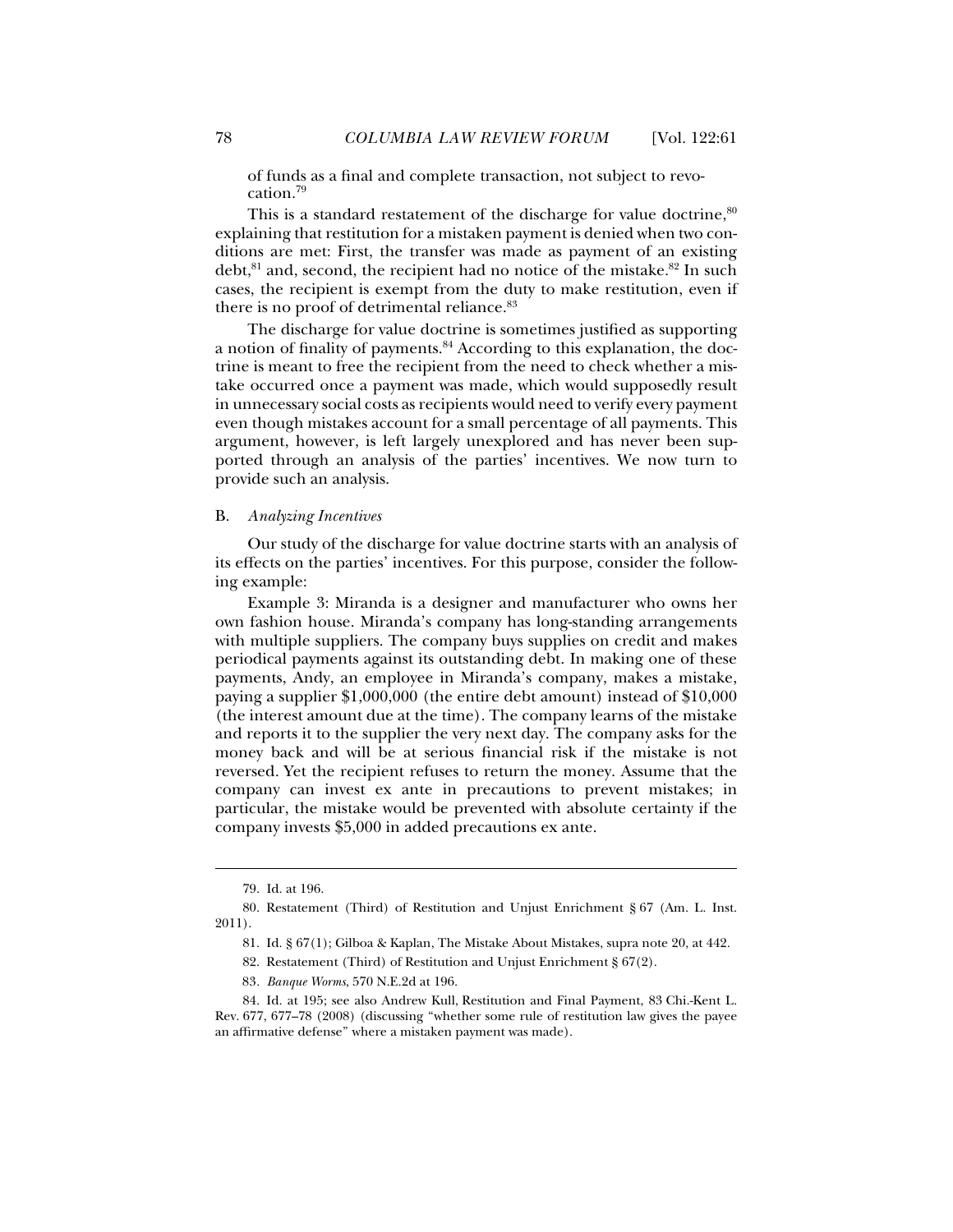of funds as a final and complete transaction, not subject to revocation.[79]

This is a standard restatement of the discharge for value doctrine,[80] explaining that restitution for a mistaken payment is denied when two conditions are met: First, the transfer was made as payment of an existing debt,[81] and, second, the recipient had no notice of the mistake.[82] In such cases, the recipient is exempt from the duty to make restitution, even if there is no proof of detrimental reliance.[83]

The discharge for value doctrine is sometimes justified as supporting a notion of finality of payments.[84] According to this explanation, the doctrine is meant to free the recipient from the need to check whether a mistake occurred once a payment was made, which would supposedly result in unnecessary social costs as recipients would need to verify every payment even though mistakes account for a small percentage of all payments. This argument, however, is left largely unexplored and has never been supported through an analysis of the parties' incentives. We now turn to provide such an analysis.

### B. *Analyzing Incentives*

Our study of the discharge for value doctrine starts with an analysis of its effects on the parties' incentives. For this purpose, consider the following example:

Example 3: Miranda is a designer and manufacturer who owns her own fashion house. Miranda's company has long-standing arrangements with multiple suppliers. The company buys supplies on credit and makes periodical payments against its outstanding debt. In making one of these payments, Andy, an employee in Miranda's company, makes a mistake, paying a supplier $1,000,000 (the entire debt amount) instead of $10,000 (the interest amount due at the time). The company learns of the mistake and reports it to the supplier the very next day. The company asks for the money back and will be at serious financial risk if the mistake is not reversed. Yet the recipient refuses to return the money. Assume that the company can invest ex ante in precautions to prevent mistakes; in particular, the mistake would be prevented with absolute certainty if the company invests $5,000 in added precautions ex ante.

---

79. Id. at 196.

80. Restatement (Third) of Restitution and Unjust Enrichment § 67 (Am. L. Inst. 2011).

81. Id. § 67(1); Gilboa & Kaplan, The Mistake About Mistakes, supra note 20, at 442.

82. Restatement (Third) of Restitution and Unjust Enrichment § 67(2).

83. *Banque Worms*, 570 N.E.2d at 196.

84. Id. at 195; see also Andrew Kull, Restitution and Final Payment, 83 Chi.-Kent L. Rev. 677, 677–78 (2008) (discussing "whether some rule of restitution law gives the payee an affirmative defense" where a mistaken payment was made).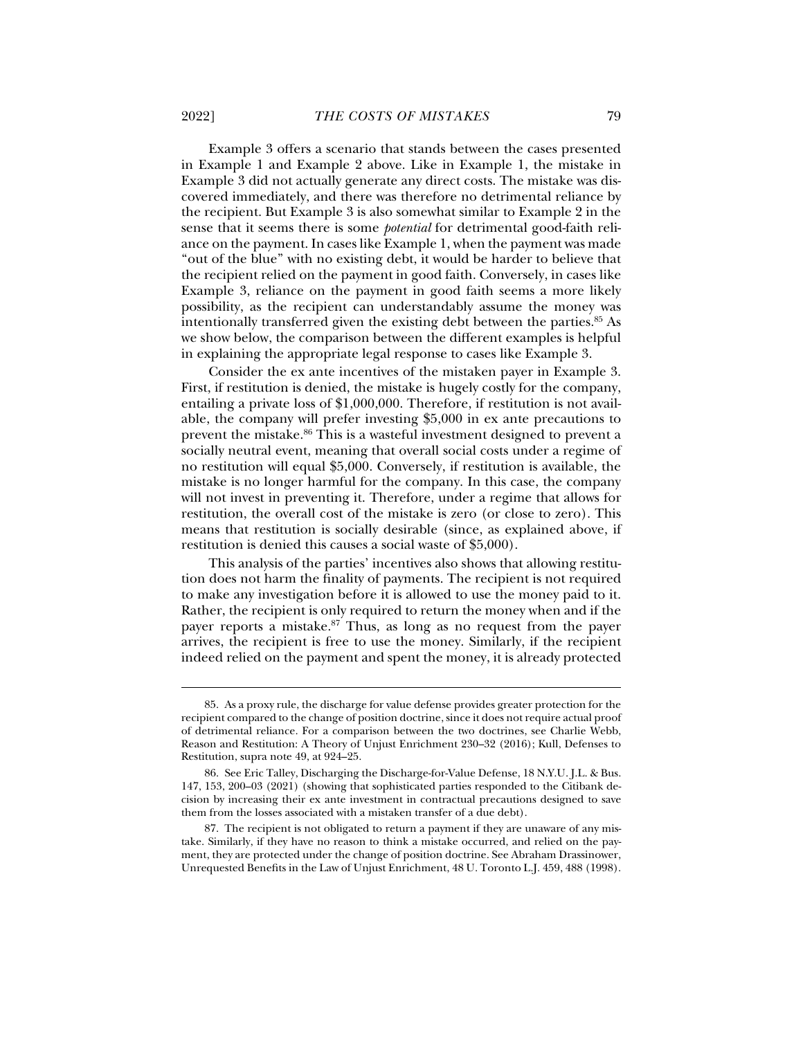Example 3 offers a scenario that stands between the cases presented in Example 1 and Example 2 above. Like in Example 1, the mistake in Example 3 did not actually generate any direct costs. The mistake was discovered immediately, and there was therefore no detrimental reliance by the recipient. But Example 3 is also somewhat similar to Example 2 in the sense that it seems there is some *potential* for detrimental good-faith reliance on the payment. In cases like Example 1, when the payment was made "out of the blue" with no existing debt, it would be harder to believe that the recipient relied on the payment in good faith. Conversely, in cases like Example 3, reliance on the payment in good faith seems a more likely possibility, as the recipient can understandably assume the money was intentionally transferred given the existing debt between the parties.[85] As we show below, the comparison between the different examples is helpful in explaining the appropriate legal response to cases like Example 3.

Consider the ex ante incentives of the mistaken payer in Example 3. First, if restitution is denied, the mistake is hugely costly for the company, entailing a private loss of $1,000,000. Therefore, if restitution is not available, the company will prefer investing $5,000 in ex ante precautions to prevent the mistake.[86] This is a wasteful investment designed to prevent a socially neutral event, meaning that overall social costs under a regime of no restitution will equal $5,000. Conversely, if restitution is available, the mistake is no longer harmful for the company. In this case, the company will not invest in preventing it. Therefore, under a regime that allows for restitution, the overall cost of the mistake is zero (or close to zero). This means that restitution is socially desirable (since, as explained above, if restitution is denied this causes a social waste of $5,000).

This analysis of the parties' incentives also shows that allowing restitution does not harm the finality of payments. The recipient is not required to make any investigation before it is allowed to use the money paid to it. Rather, the recipient is only required to return the money when and if the payer reports a mistake.[87] Thus, as long as no request from the payer arrives, the recipient is free to use the money. Similarly, if the recipient indeed relied on the payment and spent the money, it is already protected

85. As a proxy rule, the discharge for value defense provides greater protection for the recipient compared to the change of position doctrine, since it does not require actual proof of detrimental reliance. For a comparison between the two doctrines, see Charlie Webb, Reason and Restitution: A Theory of Unjust Enrichment 230–32 (2016); Kull, Defenses to Restitution, supra note 49, at 924–25.

86. See Eric Talley, Discharging the Discharge-for-Value Defense, 18 N.Y.U. J.L. & Bus. 147, 153, 200–03 (2021) (showing that sophisticated parties responded to the Citibank decision by increasing their ex ante investment in contractual precautions designed to save them from the losses associated with a mistaken transfer of a due debt).

87. The recipient is not obligated to return a payment if they are unaware of any mistake. Similarly, if they have no reason to think a mistake occurred, and relied on the payment, they are protected under the change of position doctrine. See Abraham Drassinower, Unrequested Benefits in the Law of Unjust Enrichment, 48 U. Toronto L.J. 459, 488 (1998).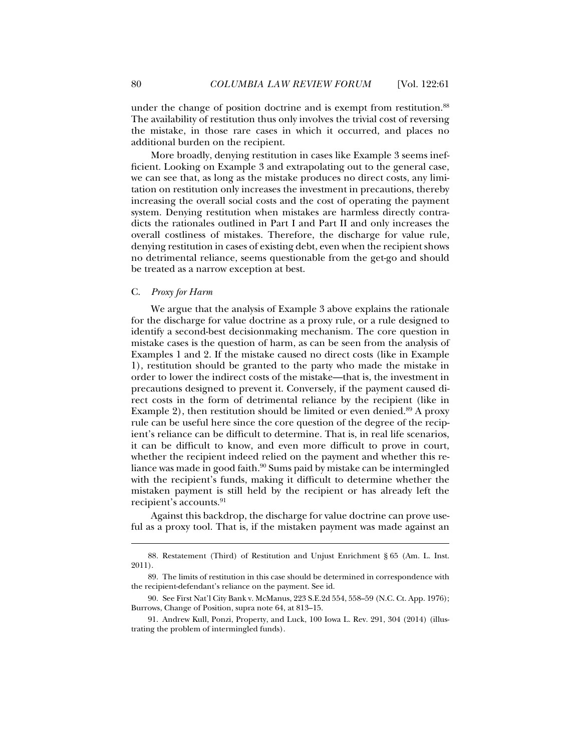under the change of position doctrine and is exempt from restitution.[88] The availability of restitution thus only involves the trivial cost of reversing the mistake, in those rare cases in which it occurred, and places no additional burden on the recipient.

More broadly, denying restitution in cases like Example 3 seems inefficient. Looking on Example 3 and extrapolating out to the general case, we can see that, as long as the mistake produces no direct costs, any limitation on restitution only increases the investment in precautions, thereby increasing the overall social costs and the cost of operating the payment system. Denying restitution when mistakes are harmless directly contradicts the rationales outlined in Part I and Part II and only increases the overall costliness of mistakes. Therefore, the discharge for value rule, denying restitution in cases of existing debt, even when the recipient shows no detrimental reliance, seems questionable from the get-go and should be treated as a narrow exception at best.

## C. *Proxy for Harm*

We argue that the analysis of Example 3 above explains the rationale for the discharge for value doctrine as a proxy rule, or a rule designed to identify a second-best decisionmaking mechanism. The core question in mistake cases is the question of harm, as can be seen from the analysis of Examples 1 and 2. If the mistake caused no direct costs (like in Example 1), restitution should be granted to the party who made the mistake in order to lower the indirect costs of the mistake—that is, the investment in precautions designed to prevent it. Conversely, if the payment caused direct costs in the form of detrimental reliance by the recipient (like in Example 2), then restitution should be limited or even denied.[89] A proxy rule can be useful here since the core question of the degree of the recipient's reliance can be difficult to determine. That is, in real life scenarios, it can be difficult to know, and even more difficult to prove in court, whether the recipient indeed relied on the payment and whether this reliance was made in good faith.[90] Sums paid by mistake can be intermingled with the recipient's funds, making it difficult to determine whether the mistaken payment is still held by the recipient or has already left the recipient's accounts.[91]

Against this backdrop, the discharge for value doctrine can prove useful as a proxy tool. That is, if the mistaken payment was made against an

---

88. Restatement (Third) of Restitution and Unjust Enrichment § 65 (Am. L. Inst. 2011).

89. The limits of restitution in this case should be determined in correspondence with the recipient-defendant's reliance on the payment. See id.

90. See First Nat'l City Bank v. McManus, 223 S.E.2d 554, 558–59 (N.C. Ct. App. 1976); Burrows, Change of Position, supra note 64, at 813–15.

91. Andrew Kull, Ponzi, Property, and Luck, 100 Iowa L. Rev. 291, 304 (2014) (illustrating the problem of intermingled funds).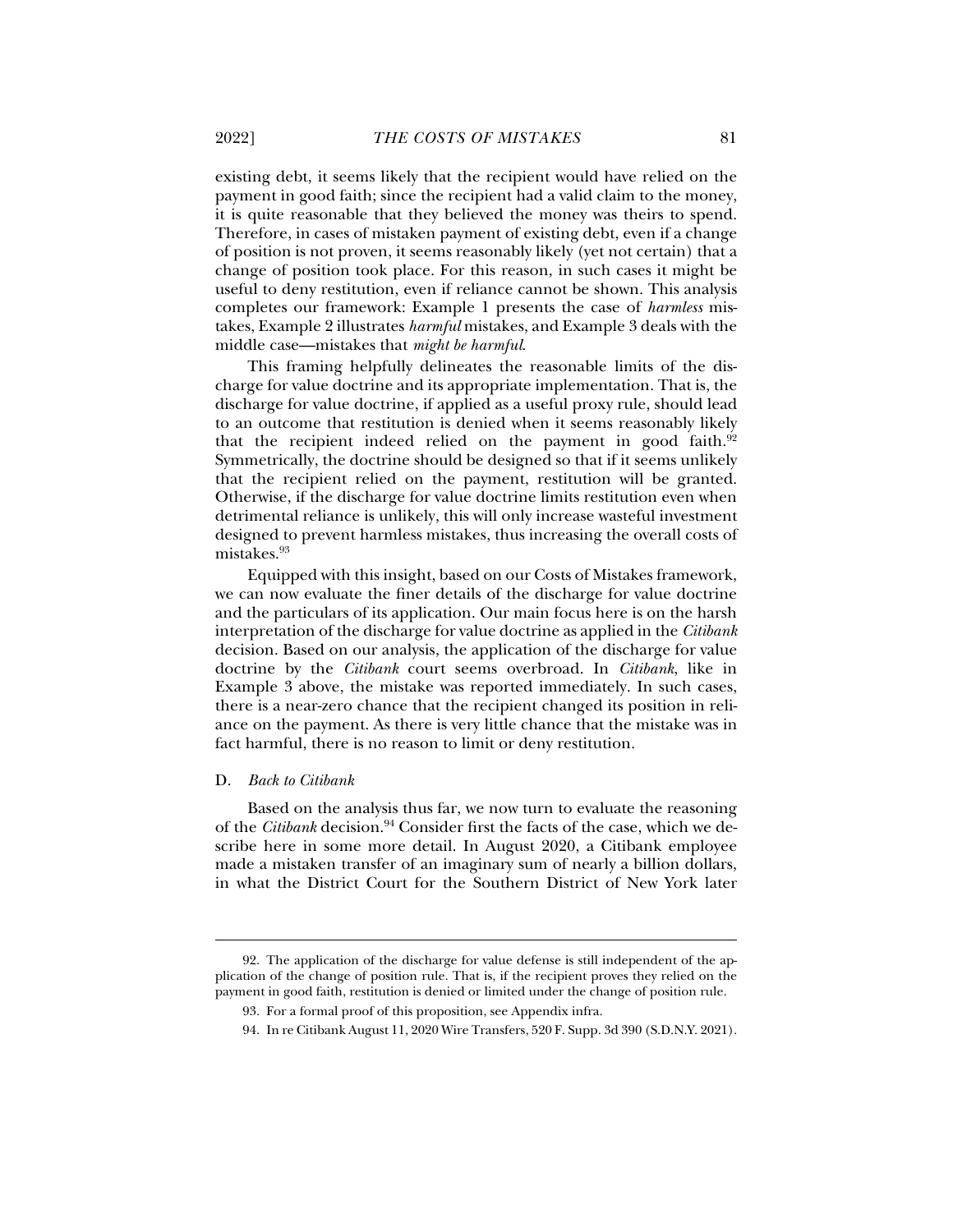existing debt, it seems likely that the recipient would have relied on the payment in good faith; since the recipient had a valid claim to the money, it is quite reasonable that they believed the money was theirs to spend. Therefore, in cases of mistaken payment of existing debt, even if a change of position is not proven, it seems reasonably likely (yet not certain) that a change of position took place. For this reason, in such cases it might be useful to deny restitution, even if reliance cannot be shown. This analysis completes our framework: Example 1 presents the case of *harmless* mistakes, Example 2 illustrates *harmful* mistakes, and Example 3 deals with the middle case—mistakes that *might be harmful*.

This framing helpfully delineates the reasonable limits of the discharge for value doctrine and its appropriate implementation. That is, the discharge for value doctrine, if applied as a useful proxy rule, should lead to an outcome that restitution is denied when it seems reasonably likely that the recipient indeed relied on the payment in good faith.[92] Symmetrically, the doctrine should be designed so that if it seems unlikely that the recipient relied on the payment, restitution will be granted. Otherwise, if the discharge for value doctrine limits restitution even when detrimental reliance is unlikely, this will only increase wasteful investment designed to prevent harmless mistakes, thus increasing the overall costs of mistakes.[93]

Equipped with this insight, based on our Costs of Mistakes framework, we can now evaluate the finer details of the discharge for value doctrine and the particulars of its application. Our main focus here is on the harsh interpretation of the discharge for value doctrine as applied in the *Citibank* decision. Based on our analysis, the application of the discharge for value doctrine by the *Citibank* court seems overbroad. In *Citibank*, like in Example 3 above, the mistake was reported immediately. In such cases, there is a near-zero chance that the recipient changed its position in reliance on the payment. As there is very little chance that the mistake was in fact harmful, there is no reason to limit or deny restitution.

### D. *Back to Citibank*

Based on the analysis thus far, we now turn to evaluate the reasoning of the *Citibank* decision.[94] Consider first the facts of the case, which we describe here in some more detail. In August 2020, a Citibank employee made a mistaken transfer of an imaginary sum of nearly a billion dollars, in what the District Court for the Southern District of New York later

---

92. The application of the discharge for value defense is still independent of the application of the change of position rule. That is, if the recipient proves they relied on the payment in good faith, restitution is denied or limited under the change of position rule.

93. For a formal proof of this proposition, see Appendix infra.

94. In re Citibank August 11, 2020 Wire Transfers, 520 F. Supp. 3d 390 (S.D.N.Y. 2021).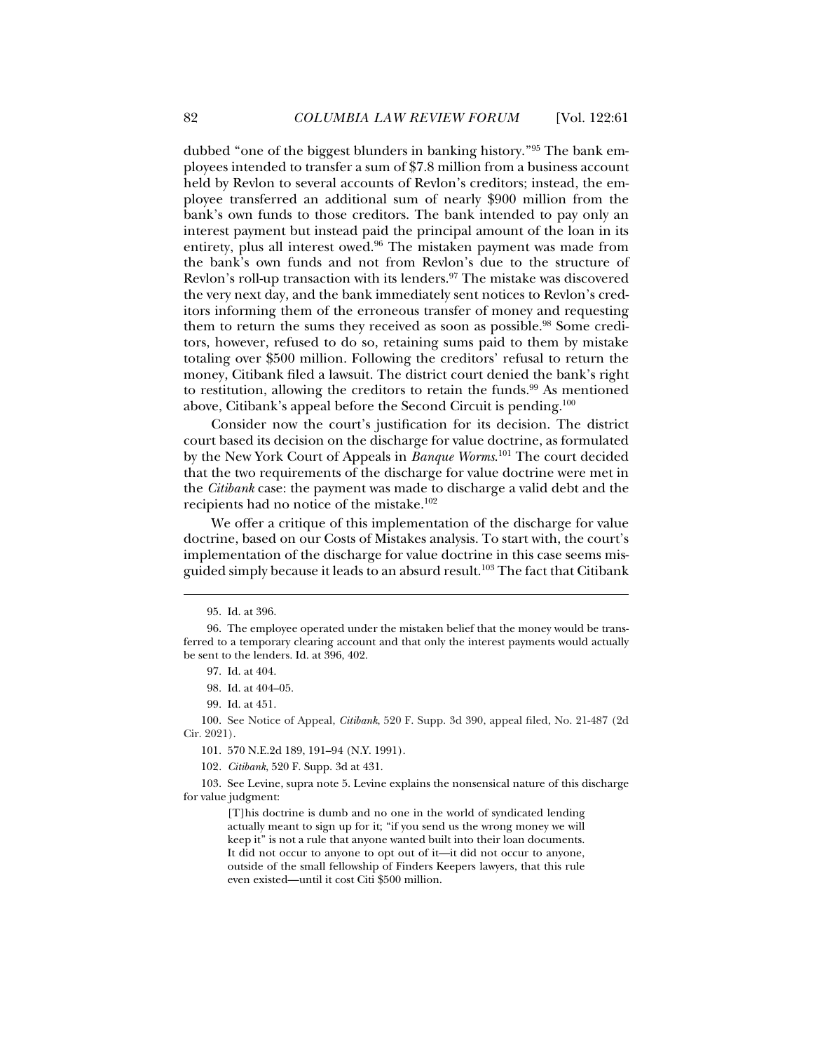dubbed "one of the biggest blunders in banking history."[95] The bank employees intended to transfer a sum of $7.8 million from a business account held by Revlon to several accounts of Revlon's creditors; instead, the employee transferred an additional sum of nearly $900 million from the bank's own funds to those creditors. The bank intended to pay only an interest payment but instead paid the principal amount of the loan in its entirety, plus all interest owed.[96] The mistaken payment was made from the bank's own funds and not from Revlon's due to the structure of Revlon's roll-up transaction with its lenders.[97] The mistake was discovered the very next day, and the bank immediately sent notices to Revlon's creditors informing them of the erroneous transfer of money and requesting them to return the sums they received as soon as possible.[98] Some creditors, however, refused to do so, retaining sums paid to them by mistake totaling over $500 million. Following the creditors' refusal to return the money, Citibank filed a lawsuit. The district court denied the bank's right to restitution, allowing the creditors to retain the funds.[99] As mentioned above, Citibank's appeal before the Second Circuit is pending.[100]

Consider now the court's justification for its decision. The district court based its decision on the discharge for value doctrine, as formulated by the New York Court of Appeals in *Banque Worms*.[101] The court decided that the two requirements of the discharge for value doctrine were met in the *Citibank* case: the payment was made to discharge a valid debt and the recipients had no notice of the mistake.[102]

We offer a critique of this implementation of the discharge for value doctrine, based on our Costs of Mistakes analysis. To start with, the court's implementation of the discharge for value doctrine in this case seems misguided simply because it leads to an absurd result.[103] The fact that Citibank

---

95. Id. at 396.

96. The employee operated under the mistaken belief that the money would be transferred to a temporary clearing account and that only the interest payments would actually be sent to the lenders. Id. at 396, 402.

97. Id. at 404.

98. Id. at 404–05.

99. Id. at 451.

100. See Notice of Appeal, *Citibank*, 520 F. Supp. 3d 390, appeal filed, No. 21-487 (2d Cir. 2021).

101. 570 N.E.2d 189, 191–94 (N.Y. 1991).

102. *Citibank*, 520 F. Supp. 3d at 431.

103. See Levine, supra note 5. Levine explains the nonsensical nature of this discharge for value judgment:

> [T]his doctrine is dumb and no one in the world of syndicated lending actually meant to sign up for it; "if you send us the wrong money we will keep it" is not a rule that anyone wanted built into their loan documents. It did not occur to anyone to opt out of it—it did not occur to anyone, outside of the small fellowship of Finders Keepers lawyers, that this rule even existed—until it cost Citi $500 million.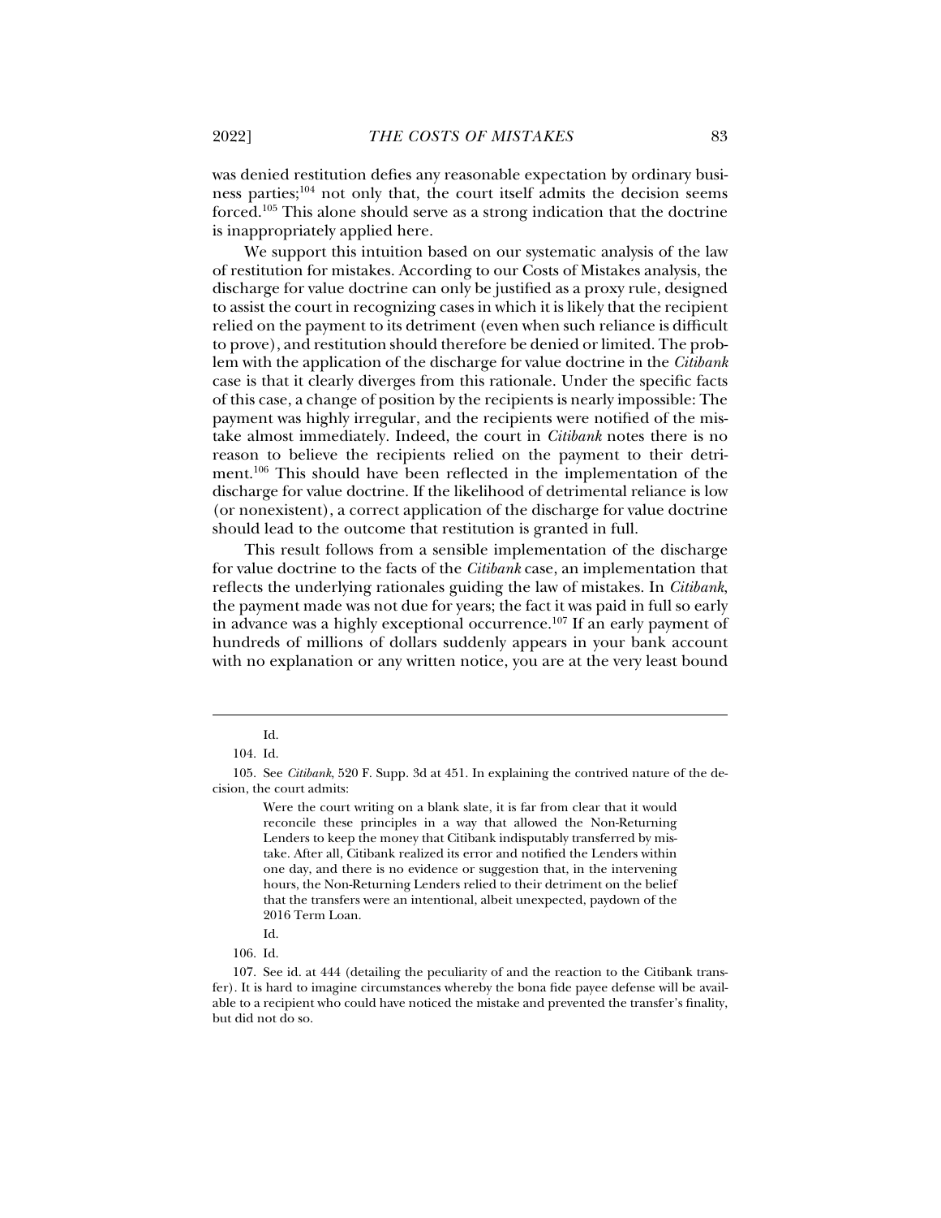was denied restitution defies any reasonable expectation by ordinary business parties;[104] not only that, the court itself admits the decision seems forced.[105] This alone should serve as a strong indication that the doctrine is inappropriately applied here.

We support this intuition based on our systematic analysis of the law of restitution for mistakes. According to our Costs of Mistakes analysis, the discharge for value doctrine can only be justified as a proxy rule, designed to assist the court in recognizing cases in which it is likely that the recipient relied on the payment to its detriment (even when such reliance is difficult to prove), and restitution should therefore be denied or limited. The problem with the application of the discharge for value doctrine in the *Citibank* case is that it clearly diverges from this rationale. Under the specific facts of this case, a change of position by the recipients is nearly impossible: The payment was highly irregular, and the recipients were notified of the mistake almost immediately. Indeed, the court in *Citibank* notes there is no reason to believe the recipients relied on the payment to their detriment.[106] This should have been reflected in the implementation of the discharge for value doctrine. If the likelihood of detrimental reliance is low (or nonexistent), a correct application of the discharge for value doctrine should lead to the outcome that restitution is granted in full.

This result follows from a sensible implementation of the discharge for value doctrine to the facts of the *Citibank* case, an implementation that reflects the underlying rationales guiding the law of mistakes. In *Citibank*, the payment made was not due for years; the fact it was paid in full so early in advance was a highly exceptional occurrence.[107] If an early payment of hundreds of millions of dollars suddenly appears in your bank account with no explanation or any written notice, you are at the very least bound

---

Id.

104. Id.

105. See *Citibank*, 520 F. Supp. 3d at 451. In explaining the contrived nature of the decision, the court admits:

> Were the court writing on a blank slate, it is far from clear that it would reconcile these principles in a way that allowed the Non-Returning Lenders to keep the money that Citibank indisputably transferred by mistake. After all, Citibank realized its error and notified the Lenders within one day, and there is no evidence or suggestion that, in the intervening hours, the Non-Returning Lenders relied to their detriment on the belief that the transfers were an intentional, albeit unexpected, paydown of the 2016 Term Loan.
>
> Id.

106. Id.

107. See id. at 444 (detailing the peculiarity of and the reaction to the Citibank transfer). It is hard to imagine circumstances whereby the bona fide payee defense will be available to a recipient who could have noticed the mistake and prevented the transfer's finality, but did not do so.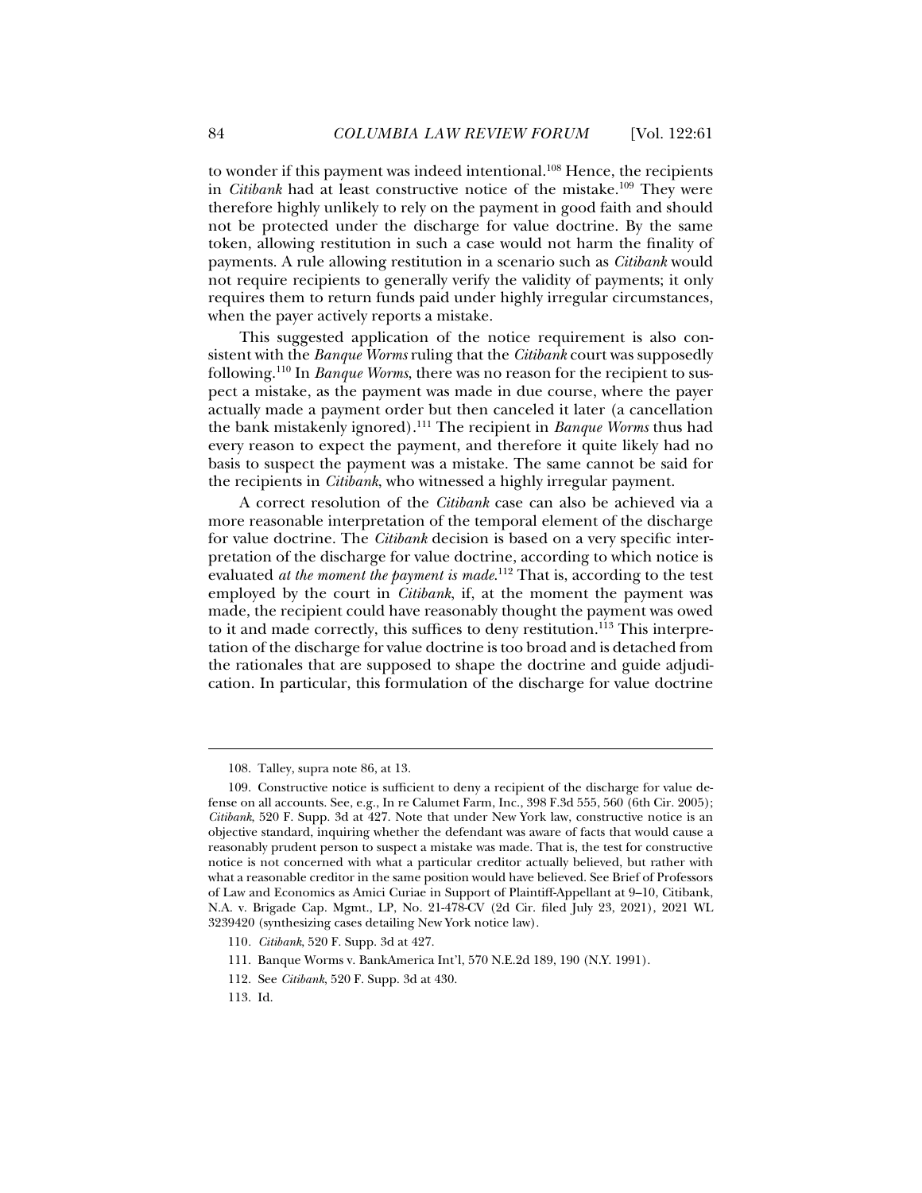to wonder if this payment was indeed intentional.[108] Hence, the recipients in *Citibank* had at least constructive notice of the mistake.[109] They were therefore highly unlikely to rely on the payment in good faith and should not be protected under the discharge for value doctrine. By the same token, allowing restitution in such a case would not harm the finality of payments. A rule allowing restitution in a scenario such as *Citibank* would not require recipients to generally verify the validity of payments; it only requires them to return funds paid under highly irregular circumstances, when the payer actively reports a mistake.

This suggested application of the notice requirement is also consistent with the *Banque Worms* ruling that the *Citibank* court was supposedly following.[110] In *Banque Worms*, there was no reason for the recipient to suspect a mistake, as the payment was made in due course, where the payer actually made a payment order but then canceled it later (a cancellation the bank mistakenly ignored).[111] The recipient in *Banque Worms* thus had every reason to expect the payment, and therefore it quite likely had no basis to suspect the payment was a mistake. The same cannot be said for the recipients in *Citibank*, who witnessed a highly irregular payment.

A correct resolution of the *Citibank* case can also be achieved via a more reasonable interpretation of the temporal element of the discharge for value doctrine. The *Citibank* decision is based on a very specific interpretation of the discharge for value doctrine, according to which notice is evaluated *at the moment the payment is made*.[112] That is, according to the test employed by the court in *Citibank*, if, at the moment the payment was made, the recipient could have reasonably thought the payment was owed to it and made correctly, this suffices to deny restitution.[113] This interpretation of the discharge for value doctrine is too broad and is detached from the rationales that are supposed to shape the doctrine and guide adjudication. In particular, this formulation of the discharge for value doctrine

---

108. Talley, supra note 86, at 13.

109. Constructive notice is sufficient to deny a recipient of the discharge for value defense on all accounts. See, e.g., In re Calumet Farm, Inc., 398 F.3d 555, 560 (6th Cir. 2005); *Citibank*, 520 F. Supp. 3d at 427. Note that under New York law, constructive notice is an objective standard, inquiring whether the defendant was aware of facts that would cause a reasonably prudent person to suspect a mistake was made. That is, the test for constructive notice is not concerned with what a particular creditor actually believed, but rather with what a reasonable creditor in the same position would have believed. See Brief of Professors of Law and Economics as Amici Curiae in Support of Plaintiff-Appellant at 9–10, Citibank, N.A. v. Brigade Cap. Mgmt., LP, No. 21-478-CV (2d Cir. filed July 23, 2021), 2021 WL 3239420 (synthesizing cases detailing New York notice law).

110. *Citibank*, 520 F. Supp. 3d at 427.

111. Banque Worms v. BankAmerica Int'l, 570 N.E.2d 189, 190 (N.Y. 1991).

112. See *Citibank*, 520 F. Supp. 3d at 430.

113. Id.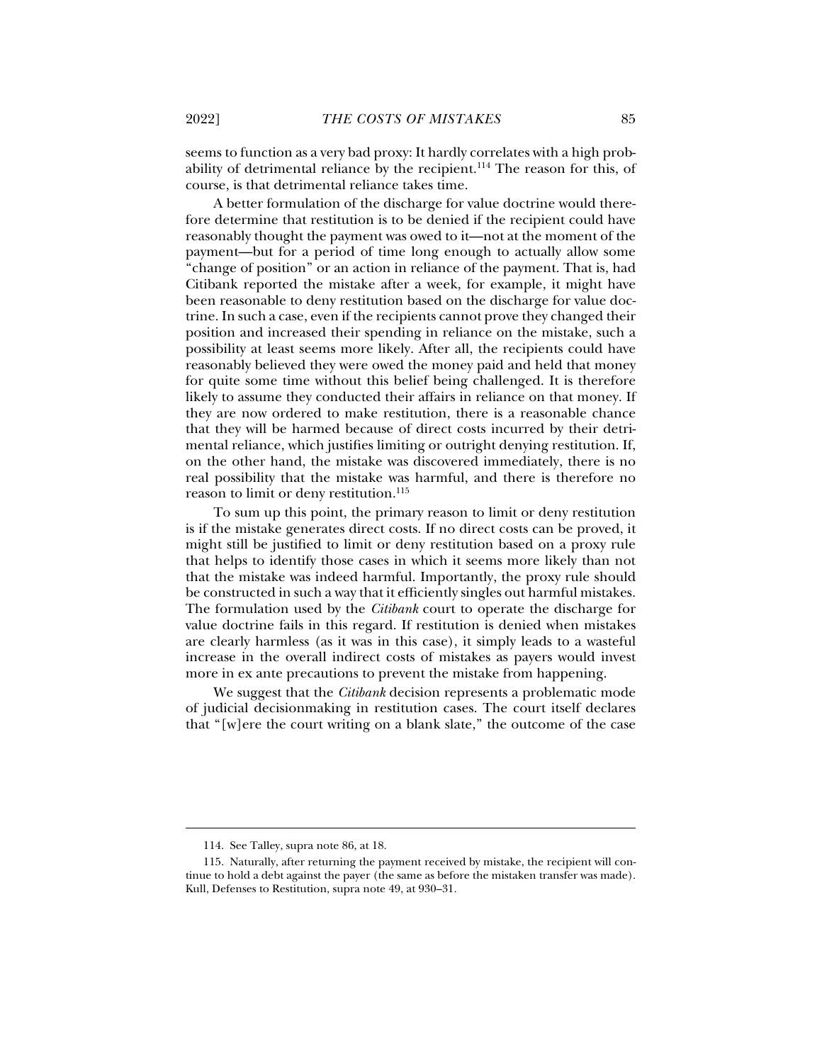seems to function as a very bad proxy: It hardly correlates with a high probability of detrimental reliance by the recipient.[114] The reason for this, of course, is that detrimental reliance takes time.

A better formulation of the discharge for value doctrine would therefore determine that restitution is to be denied if the recipient could have reasonably thought the payment was owed to it—not at the moment of the payment—but for a period of time long enough to actually allow some "change of position" or an action in reliance of the payment. That is, had Citibank reported the mistake after a week, for example, it might have been reasonable to deny restitution based on the discharge for value doctrine. In such a case, even if the recipients cannot prove they changed their position and increased their spending in reliance on the mistake, such a possibility at least seems more likely. After all, the recipients could have reasonably believed they were owed the money paid and held that money for quite some time without this belief being challenged. It is therefore likely to assume they conducted their affairs in reliance on that money. If they are now ordered to make restitution, there is a reasonable chance that they will be harmed because of direct costs incurred by their detrimental reliance, which justifies limiting or outright denying restitution. If, on the other hand, the mistake was discovered immediately, there is no real possibility that the mistake was harmful, and there is therefore no reason to limit or deny restitution.[115]

To sum up this point, the primary reason to limit or deny restitution is if the mistake generates direct costs. If no direct costs can be proved, it might still be justified to limit or deny restitution based on a proxy rule that helps to identify those cases in which it seems more likely than not that the mistake was indeed harmful. Importantly, the proxy rule should be constructed in such a way that it efficiently singles out harmful mistakes. The formulation used by the *Citibank* court to operate the discharge for value doctrine fails in this regard. If restitution is denied when mistakes are clearly harmless (as it was in this case), it simply leads to a wasteful increase in the overall indirect costs of mistakes as payers would invest more in ex ante precautions to prevent the mistake from happening.

We suggest that the *Citibank* decision represents a problematic mode of judicial decisionmaking in restitution cases. The court itself declares that "[w]ere the court writing on a blank slate," the outcome of the case

---

114. See Talley, supra note 86, at 18.

115. Naturally, after returning the payment received by mistake, the recipient will continue to hold a debt against the payer (the same as before the mistaken transfer was made). Kull, Defenses to Restitution, supra note 49, at 930–31.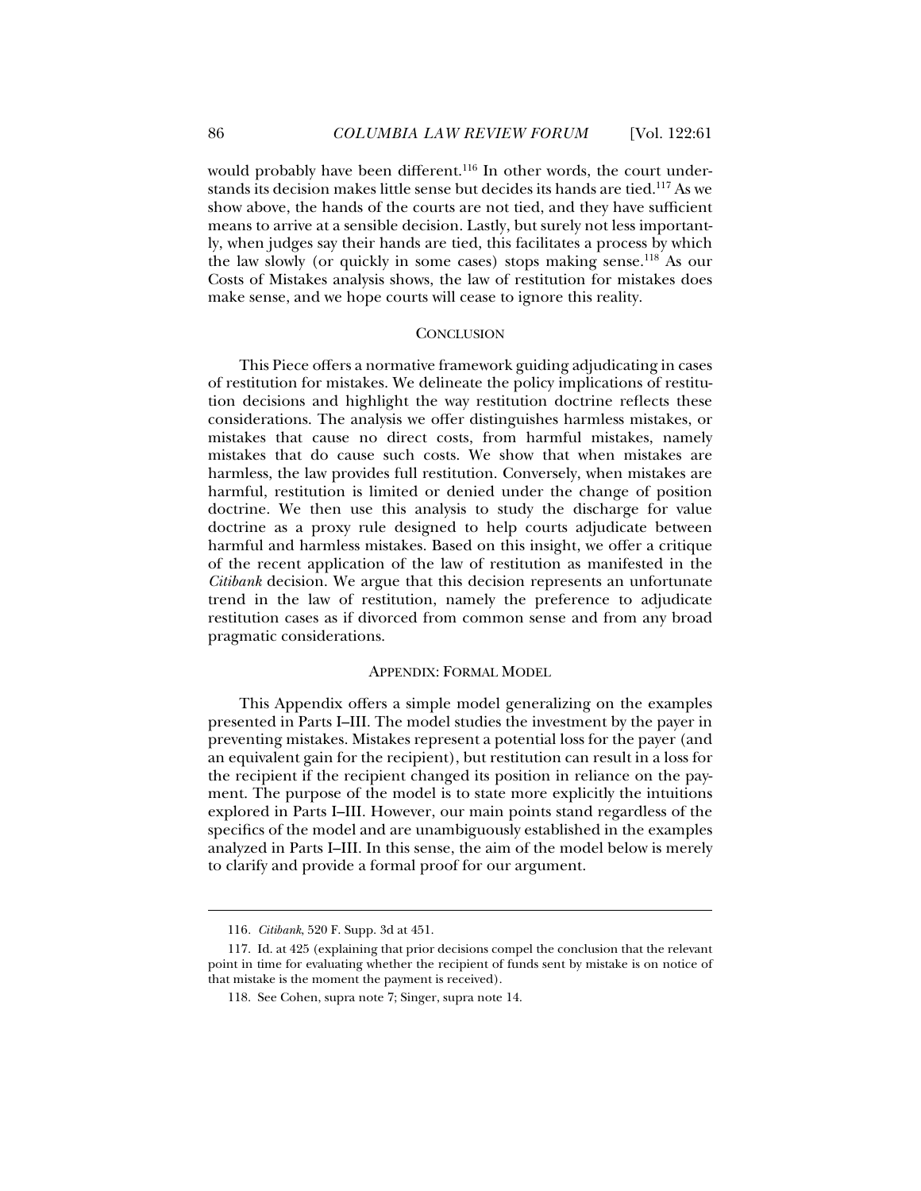would probably have been different.[116] In other words, the court understands its decision makes little sense but decides its hands are tied.[117] As we show above, the hands of the courts are not tied, and they have sufficient means to arrive at a sensible decision. Lastly, but surely not less importantly, when judges say their hands are tied, this facilitates a process by which the law slowly (or quickly in some cases) stops making sense.[118] As our Costs of Mistakes analysis shows, the law of restitution for mistakes does make sense, and we hope courts will cease to ignore this reality.

## CONCLUSION

This Piece offers a normative framework guiding adjudicating in cases of restitution for mistakes. We delineate the policy implications of restitution decisions and highlight the way restitution doctrine reflects these considerations. The analysis we offer distinguishes harmless mistakes, or mistakes that cause no direct costs, from harmful mistakes, namely mistakes that do cause such costs. We show that when mistakes are harmless, the law provides full restitution. Conversely, when mistakes are harmful, restitution is limited or denied under the change of position doctrine. We then use this analysis to study the discharge for value doctrine as a proxy rule designed to help courts adjudicate between harmful and harmless mistakes. Based on this insight, we offer a critique of the recent application of the law of restitution as manifested in the *Citibank* decision. We argue that this decision represents an unfortunate trend in the law of restitution, namely the preference to adjudicate restitution cases as if divorced from common sense and from any broad pragmatic considerations.

## APPENDIX: FORMAL MODEL

This Appendix offers a simple model generalizing on the examples presented in Parts I–III. The model studies the investment by the payer in preventing mistakes. Mistakes represent a potential loss for the payer (and an equivalent gain for the recipient), but restitution can result in a loss for the recipient if the recipient changed its position in reliance on the payment. The purpose of the model is to state more explicitly the intuitions explored in Parts I–III. However, our main points stand regardless of the specifics of the model and are unambiguously established in the examples analyzed in Parts I–III. In this sense, the aim of the model below is merely to clarify and provide a formal proof for our argument.

---

116. *Citibank*, 520 F. Supp. 3d at 451.

117. Id. at 425 (explaining that prior decisions compel the conclusion that the relevant point in time for evaluating whether the recipient of funds sent by mistake is on notice of that mistake is the moment the payment is received).

118. See Cohen, supra note 7; Singer, supra note 14.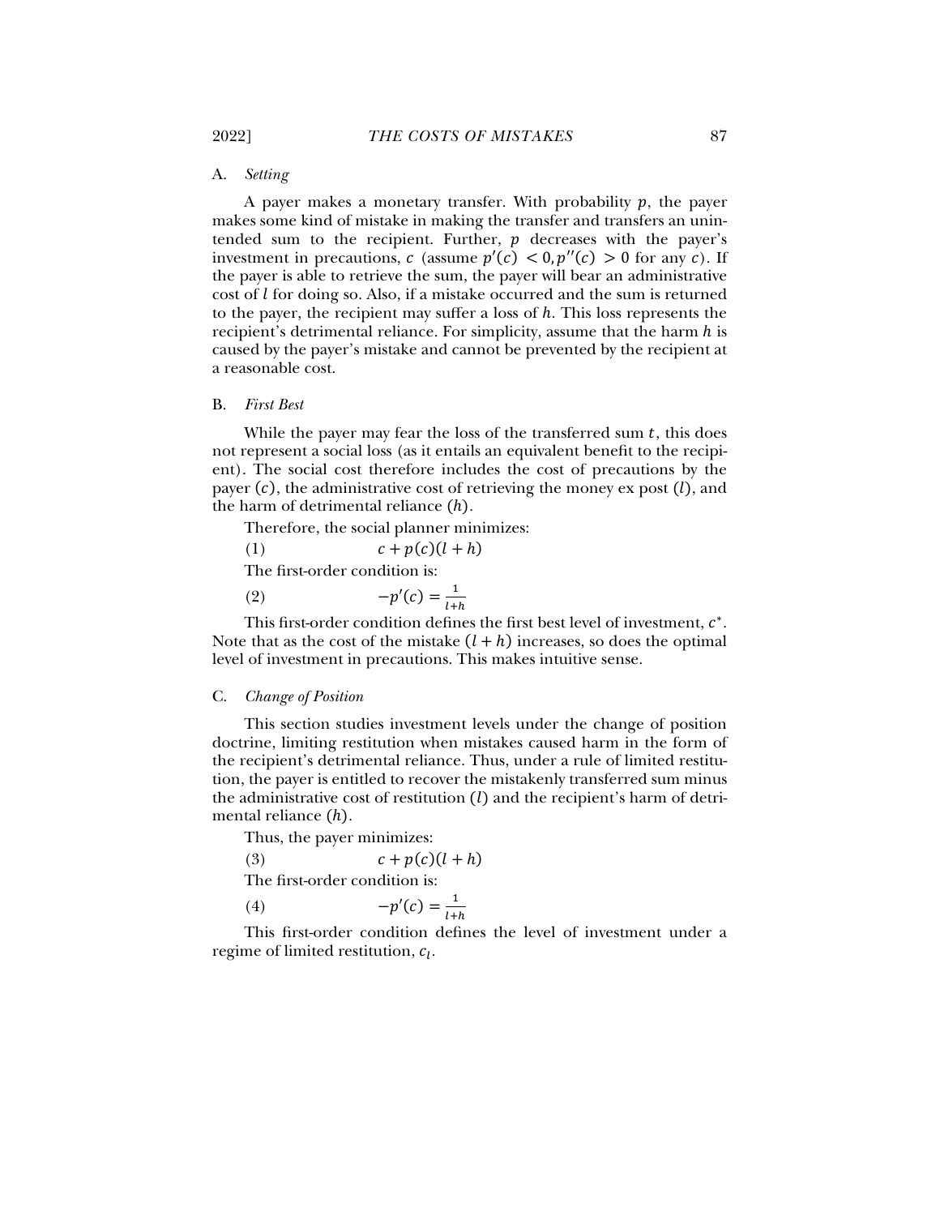### A. *Setting*

A payer makes a monetary transfer. With probability $p$, the payer makes some kind of mistake in making the transfer and transfers an unintended sum to the recipient. Further, $p$ decreases with the payer's investment in precautions, $c$ (assume $p'(c) < 0, p''(c) > 0$ for any $c$). If the payer is able to retrieve the sum, the payer will bear an administrative cost of $l$ for doing so. Also, if a mistake occurred and the sum is returned to the payer, the recipient may suffer a loss of $h$. This loss represents the recipient's detrimental reliance. For simplicity, assume that the harm $h$ is caused by the payer's mistake and cannot be prevented by the recipient at a reasonable cost.

### B. *First Best*

While the payer may fear the loss of the transferred sum $t$, this does not represent a social loss (as it entails an equivalent benefit to the recipient). The social cost therefore includes the cost of precautions by the payer $(c)$, the administrative cost of retrieving the money ex post $(l)$, and the harm of detrimental reliance $(h)$.

Therefore, the social planner minimizes:

$$c + p(c)(l + h) \tag{1}$$

The first-order condition is:

$$-p'(c) = \frac{1}{l+h} \tag{2}$$

This first-order condition defines the first best level of investment, $c^*$. Note that as the cost of the mistake $(l + h)$ increases, so does the optimal level of investment in precautions. This makes intuitive sense.

### C. *Change of Position*

This section studies investment levels under the change of position doctrine, limiting restitution when mistakes caused harm in the form of the recipient's detrimental reliance. Thus, under a rule of limited restitution, the payer is entitled to recover the mistakenly transferred sum minus the administrative cost of restitution $(l)$ and the recipient's harm of detrimental reliance $(h)$.

Thus, the payer minimizes:

$$c + p(c)(l + h) \tag{3}$$

The first-order condition is:

$$-p'(c) = \frac{1}{l+h} \tag{4}$$

This first-order condition defines the level of investment under a regime of limited restitution, $c_l$.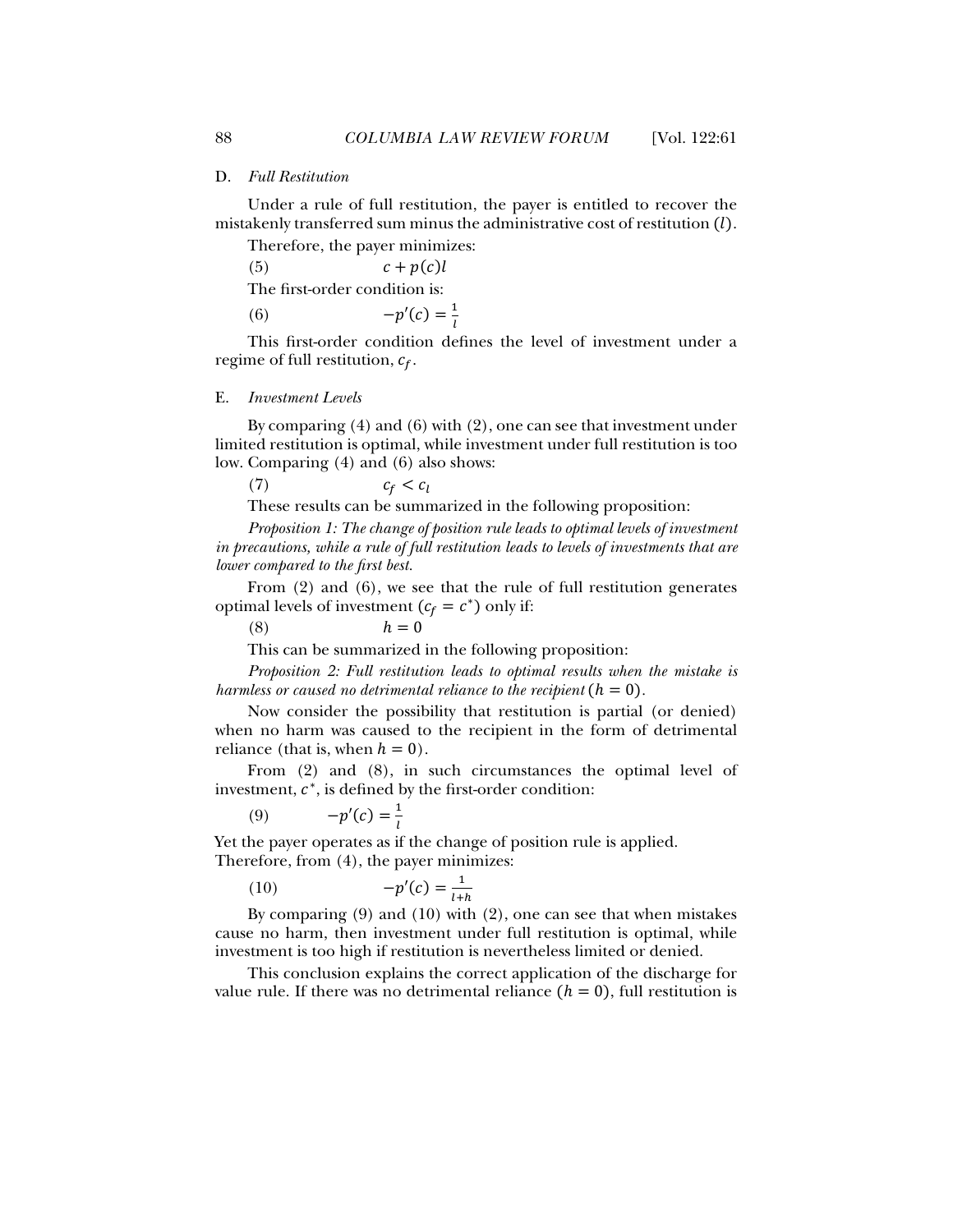### D. *Full Restitution*

Under a rule of full restitution, the payer is entitled to recover the mistakenly transferred sum minus the administrative cost of restitution ($l$).

Therefore, the payer minimizes:

(5) $$c + p(c)l$$

The first-order condition is:

(6) $$-p'(c) = \frac{1}{l}$$

This first-order condition defines the level of investment under a regime of full restitution, $c_f$.

### E. *Investment Levels*

By comparing (4) and (6) with (2), one can see that investment under limited restitution is optimal, while investment under full restitution is too low. Comparing (4) and (6) also shows:

(7) $$c_f < c_l$$

These results can be summarized in the following proposition:

*Proposition 1: The change of position rule leads to optimal levels of investment in precautions, while a rule of full restitution leads to levels of investments that are lower compared to the first best.*

From (2) and (6), we see that the rule of full restitution generates optimal levels of investment ($c_f = c^*$) only if:

(8) $$h = 0$$

This can be summarized in the following proposition:

*Proposition 2: Full restitution leads to optimal results when the mistake is harmless or caused no detrimental reliance to the recipient* ($h = 0$).

Now consider the possibility that restitution is partial (or denied) when no harm was caused to the recipient in the form of detrimental reliance (that is, when $h = 0$).

From (2) and (8), in such circumstances the optimal level of investment, $c^*$, is defined by the first-order condition:

(9) $$-p'(c) = \frac{1}{l}$$

Yet the payer operates as if the change of position rule is applied. Therefore, from (4), the payer minimizes:

(10) $$-p'(c) = \frac{1}{l+h}$$

By comparing (9) and (10) with (2), one can see that when mistakes cause no harm, then investment under full restitution is optimal, while investment is too high if restitution is nevertheless limited or denied.

This conclusion explains the correct application of the discharge for value rule. If there was no detrimental reliance ($h = 0$), full restitution is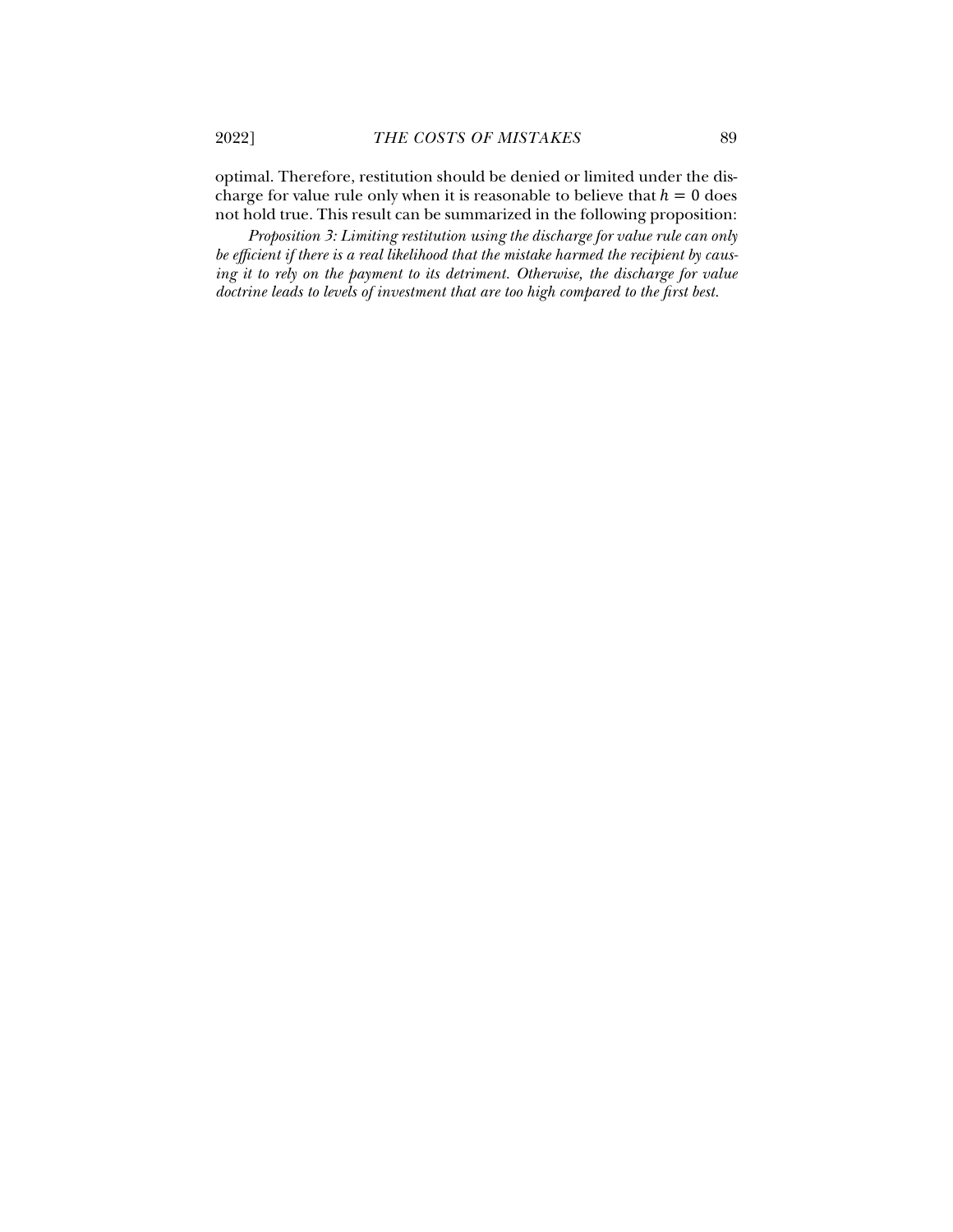optimal. Therefore, restitution should be denied or limited under the discharge for value rule only when it is reasonable to believe that $h = 0$ does not hold true. This result can be summarized in the following proposition:

*Proposition 3: Limiting restitution using the discharge for value rule can only be efficient if there is a real likelihood that the mistake harmed the recipient by causing it to rely on the payment to its detriment. Otherwise, the discharge for value doctrine leads to levels of investment that are too high compared to the first best.*